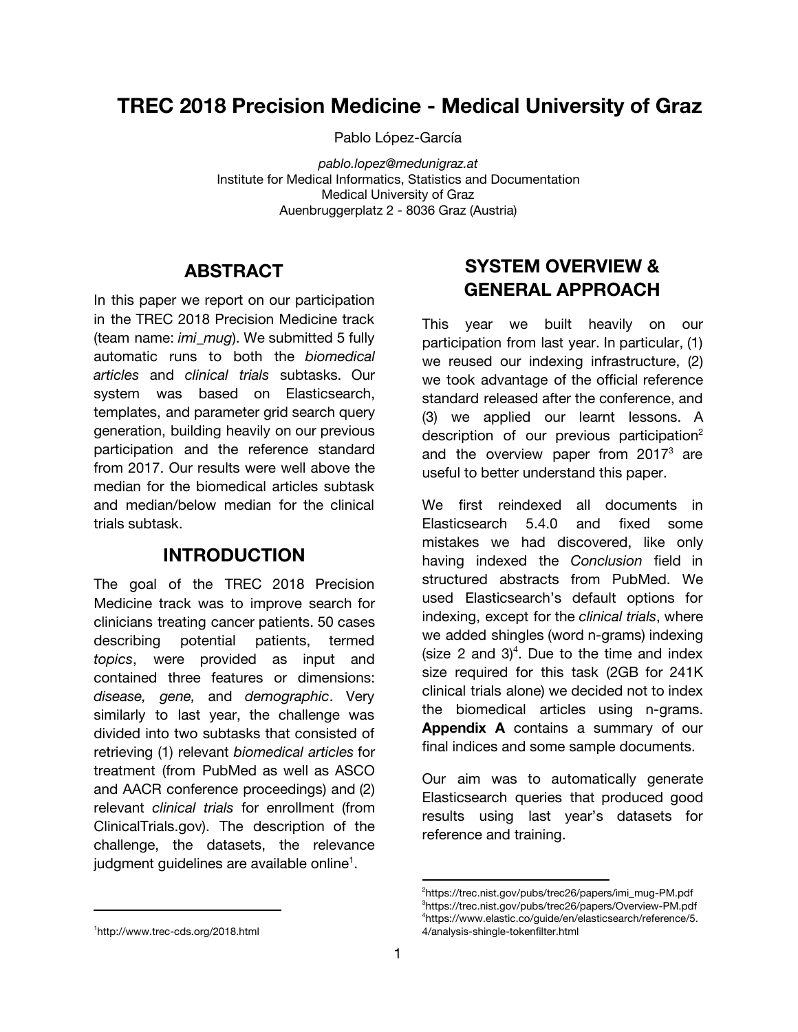# TREC 2018 Precision Medicine - Medical University of Graz

Pablo López-García

*pablo.lopez@medunigraz.at*
Institute for Medical Informatics, Statistics and Documentation
Medical University of Graz
Auenbruggerplatz 2 - 8036 Graz (Austria)

## ABSTRACT

In this paper we report on our participation in the TREC 2018 Precision Medicine track (team name: *imi_mug*). We submitted 5 fully automatic runs to both the *biomedical articles* and *clinical trials* subtasks. Our system was based on Elasticsearch, templates, and parameter grid search query generation, building heavily on our previous participation and the reference standard from 2017. Our results were well above the median for the biomedical articles subtask and median/below median for the clinical trials subtask.

## INTRODUCTION

The goal of the TREC 2018 Precision Medicine track was to improve search for clinicians treating cancer patients. 50 cases describing potential patients, termed *topics*, were provided as input and contained three features or dimensions: *disease, gene,* and *demographic*. Very similarly to last year, the challenge was divided into two subtasks that consisted of retrieving (1) relevant *biomedical articles* for treatment (from PubMed as well as ASCO and AACR conference proceedings) and (2) relevant *clinical trials* for enrollment (from ClinicalTrials.gov). The description of the challenge, the datasets, the relevance judgment guidelines are available online[1].

## SYSTEM OVERVIEW & GENERAL APPROACH

This year we built heavily on our participation from last year. In particular, (1) we reused our indexing infrastructure, (2) we took advantage of the official reference standard released after the conference, and (3) we applied our learnt lessons. A description of our previous participation[2] and the overview paper from 2017[3] are useful to better understand this paper.

We first reindexed all documents in Elasticsearch 5.4.0 and fixed some mistakes we had discovered, like only having indexed the *Conclusion* field in structured abstracts from PubMed. We used Elasticsearch's default options for indexing, except for the *clinical trials*, where we added shingles (word n-grams) indexing (size 2 and 3)[4]. Due to the time and index size required for this task (2GB for 241K clinical trials alone) we decided not to index the biomedical articles using n-grams. **Appendix A** contains a summary of our final indices and some sample documents.

Our aim was to automatically generate Elasticsearch queries that produced good results using last year's datasets for reference and training.

---

[1] http://www.trec-cds.org/2018.html

[2] https://trec.nist.gov/pubs/trec26/papers/imi_mug-PM.pdf

[3] https://trec.nist.gov/pubs/trec26/papers/Overview-PM.pdf

[4] https://www.elastic.co/guide/en/elasticsearch/reference/5.4/analysis-shingle-tokenfilter.html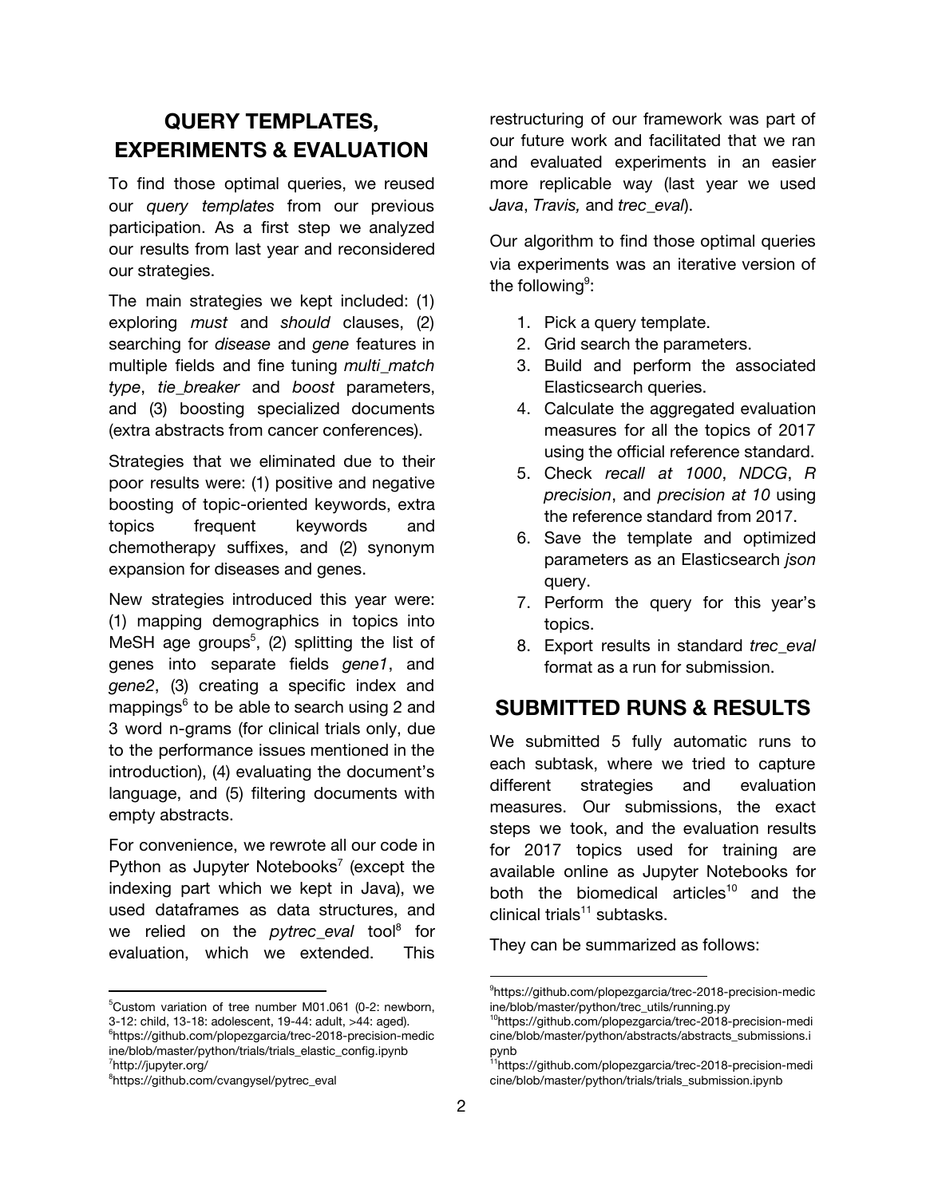## QUERY TEMPLATES, EXPERIMENTS & EVALUATION

To find those optimal queries, we reused our *query templates* from our previous participation. As a first step we analyzed our results from last year and reconsidered our strategies.

The main strategies we kept included: (1) exploring *must* and *should* clauses, (2) searching for *disease* and *gene* features in multiple fields and fine tuning *multi_match type*, *tie_breaker* and *boost* parameters, and (3) boosting specialized documents (extra abstracts from cancer conferences).

Strategies that we eliminated due to their poor results were: (1) positive and negative boosting of topic-oriented keywords, extra topics frequent keywords and chemotherapy suffixes, and (2) synonym expansion for diseases and genes.

New strategies introduced this year were: (1) mapping demographics in topics into MeSH age groups[5], (2) splitting the list of genes into separate fields *gene1*, and *gene2*, (3) creating a specific index and mappings[6] to be able to search using 2 and 3 word n-grams (for clinical trials only, due to the performance issues mentioned in the introduction), (4) evaluating the document's language, and (5) filtering documents with empty abstracts.

For convenience, we rewrote all our code in Python as Jupyter Notebooks[7] (except the indexing part which we kept in Java), we used dataframes as data structures, and we relied on the *pytrec_eval* tool[8] for evaluation, which we extended. This restructuring of our framework was part of our future work and facilitated that we ran and evaluated experiments in an easier more replicable way (last year we used *Java*, *Travis,* and *trec_eval*).

Our algorithm to find those optimal queries via experiments was an iterative version of the following[9]:

1. Pick a query template.
2. Grid search the parameters.
3. Build and perform the associated Elasticsearch queries.
4. Calculate the aggregated evaluation measures for all the topics of 2017 using the official reference standard.
5. Check *recall at 1000*, *NDCG*, *R precision*, and *precision at 10* using the reference standard from 2017.
6. Save the template and optimized parameters as an Elasticsearch *json* query.
7. Perform the query for this year's topics.
8. Export results in standard *trec_eval* format as a run for submission.

## SUBMITTED RUNS & RESULTS

We submitted 5 fully automatic runs to each subtask, where we tried to capture different strategies and evaluation measures. Our submissions, the exact steps we took, and the evaluation results for 2017 topics used for training are available online as Jupyter Notebooks for both the biomedical articles[10] and the clinical trials[11] subtasks.

They can be summarized as follows:

---

[5] Custom variation of tree number M01.061 (0-2: newborn, 3-12: child, 13-18: adolescent, 19-44: adult, >44: aged).

[6] https://github.com/plopezgarcia/trec-2018-precision-medicine/blob/master/python/trials/trials_elastic_config.ipynb

[7] http://jupyter.org/

[8] https://github.com/cvangysel/pytrec_eval

[9] https://github.com/plopezgarcia/trec-2018-precision-medicine/blob/master/python/trec_utils/running.py

[10] https://github.com/plopezgarcia/trec-2018-precision-medicine/blob/master/python/abstracts/abstracts_submissions.ipynb

[11] https://github.com/plopezgarcia/trec-2018-precision-medicine/blob/master/python/trials/trials_submission.ipynb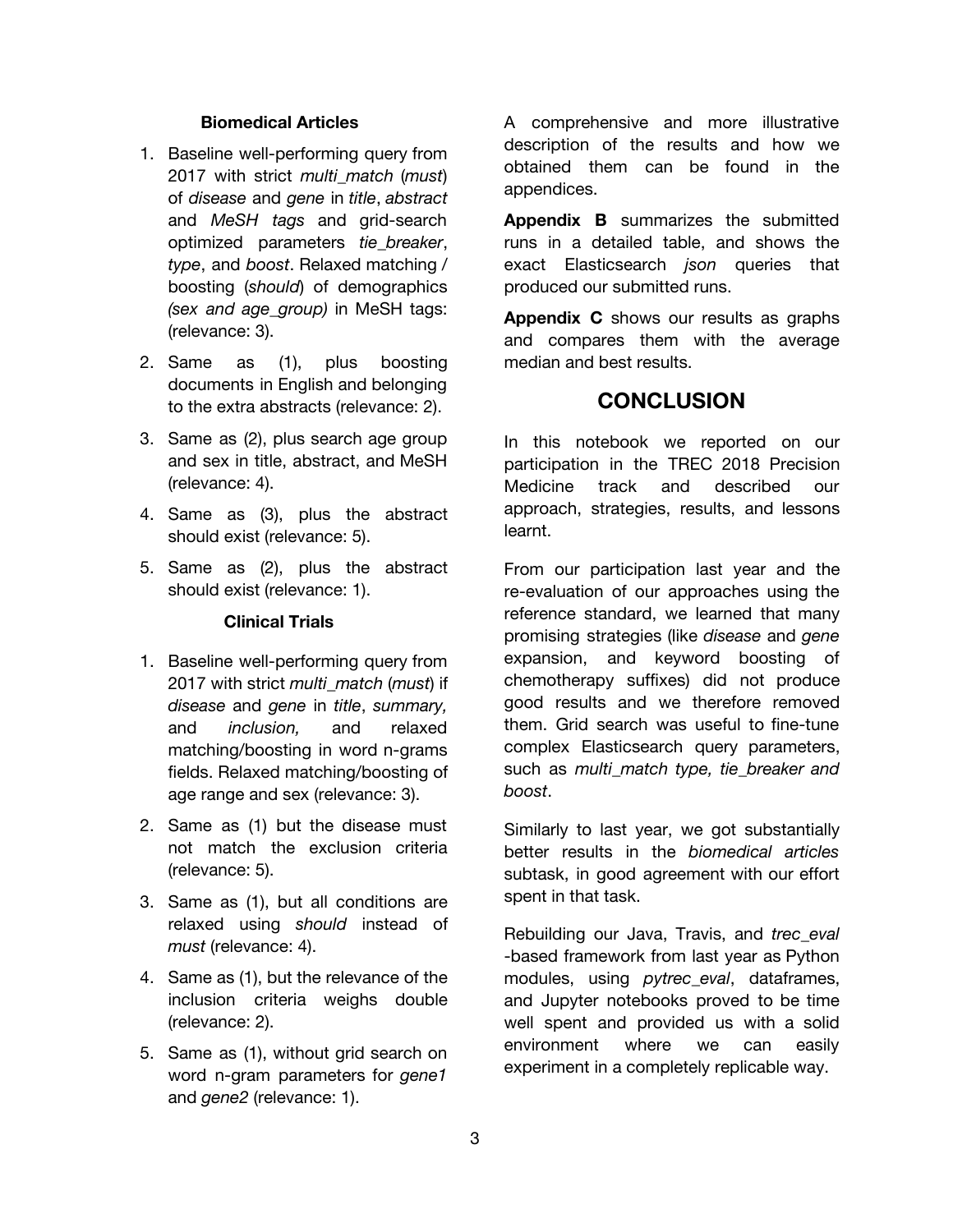#### Biomedical Articles

1. Baseline well-performing query from 2017 with strict *multi_match* (*must*) of *disease* and *gene* in *title*, *abstract* and *MeSH tags* and grid-search optimized parameters *tie_breaker*, *type*, and *boost*. Relaxed matching / boosting (*should*) of demographics *(sex and age_group)* in MeSH tags: (relevance: 3).
2. Same as (1), plus boosting documents in English and belonging to the extra abstracts (relevance: 2).
3. Same as (2), plus search age group and sex in title, abstract, and MeSH (relevance: 4).
4. Same as (3), plus the abstract should exist (relevance: 5).
5. Same as (2), plus the abstract should exist (relevance: 1).

#### Clinical Trials

1. Baseline well-performing query from 2017 with strict *multi_match* (*must*) if *disease* and *gene* in *title*, *summary,* and *inclusion,* and relaxed matching/boosting in word n-grams fields. Relaxed matching/boosting of age range and sex (relevance: 3).
2. Same as (1) but the disease must not match the exclusion criteria (relevance: 5).
3. Same as (1), but all conditions are relaxed using *should* instead of *must* (relevance: 4).
4. Same as (1), but the relevance of the inclusion criteria weighs double (relevance: 2).
5. Same as (1), without grid search on word n-gram parameters for *gene1* and *gene2* (relevance: 1).

A comprehensive and more illustrative description of the results and how we obtained them can be found in the appendices.

**Appendix B** summarizes the submitted runs in a detailed table, and shows the exact Elasticsearch *json* queries that produced our submitted runs.

**Appendix C** shows our results as graphs and compares them with the average median and best results.

## CONCLUSION

In this notebook we reported on our participation in the TREC 2018 Precision Medicine track and described our approach, strategies, results, and lessons learnt.

From our participation last year and the re-evaluation of our approaches using the reference standard, we learned that many promising strategies (like *disease* and *gene* expansion, and keyword boosting of chemotherapy suffixes) did not produce good results and we therefore removed them. Grid search was useful to fine-tune complex Elasticsearch query parameters, such as *multi_match type, tie_breaker and boost*.

Similarly to last year, we got substantially better results in the *biomedical articles* subtask, in good agreement with our effort spent in that task.

Rebuilding our Java, Travis, and *trec_eval* -based framework from last year as Python modules, using *pytrec_eval*, dataframes, and Jupyter notebooks proved to be time well spent and provided us with a solid environment where we can easily experiment in a completely replicable way.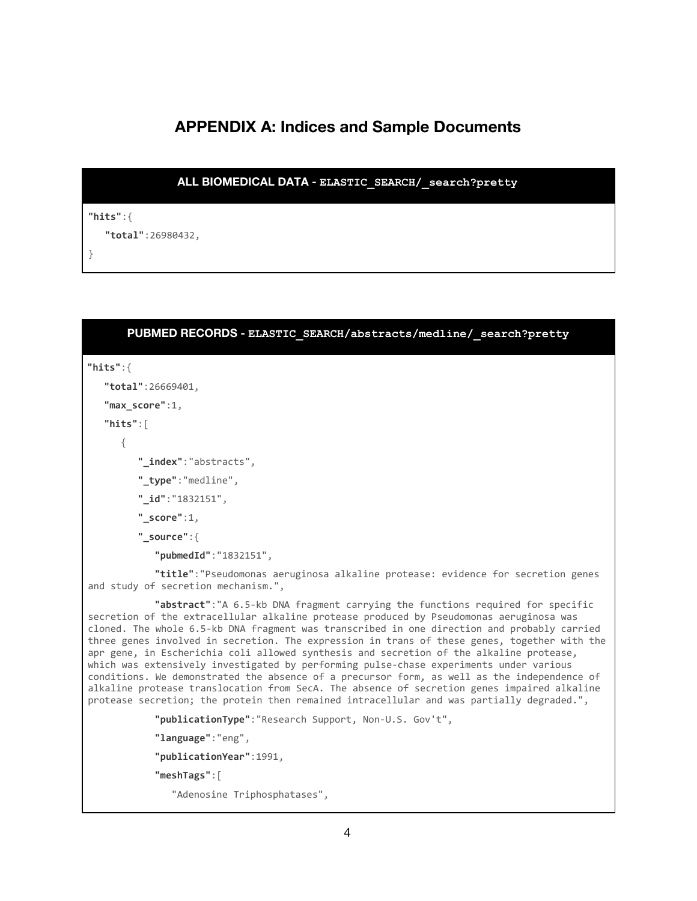# APPENDIX A: Indices and Sample Documents

**ALL BIOMEDICAL DATA - `ELASTIC_SEARCH/_search?pretty`**

```
"hits":{
   "total":26980432,
}
```

**PUBMED RECORDS - `ELASTIC_SEARCH/abstracts/medline/_search?pretty`**

```
"hits":{
   "total":26669401,
   "max_score":1,
   "hits":[
      {
         "_index":"abstracts",
         "_type":"medline",
         "_id":"1832151",
         "_score":1,
         "_source":{
            "pubmedId":"1832151",
            "title":"Pseudomonas aeruginosa alkaline protease: evidence for secretion genes and study of secretion mechanism.",
            "abstract":"A 6.5-kb DNA fragment carrying the functions required for specific secretion of the extracellular alkaline protease produced by Pseudomonas aeruginosa was cloned. The whole 6.5-kb DNA fragment was transcribed in one direction and probably carried three genes involved in secretion. The expression in trans of these genes, together with the apr gene, in Escherichia coli allowed synthesis and secretion of the alkaline protease, which was extensively investigated by performing pulse-chase experiments under various conditions. We demonstrated the absence of a precursor form, as well as the independence of alkaline protease translocation from SecA. The absence of secretion genes impaired alkaline protease secretion; the protein then remained intracellular and was partially degraded.",
            "publicationType":"Research Support, Non-U.S. Gov't",
            "language":"eng",
            "publicationYear":1991,
            "meshTags":[
               "Adenosine Triphosphatases",
```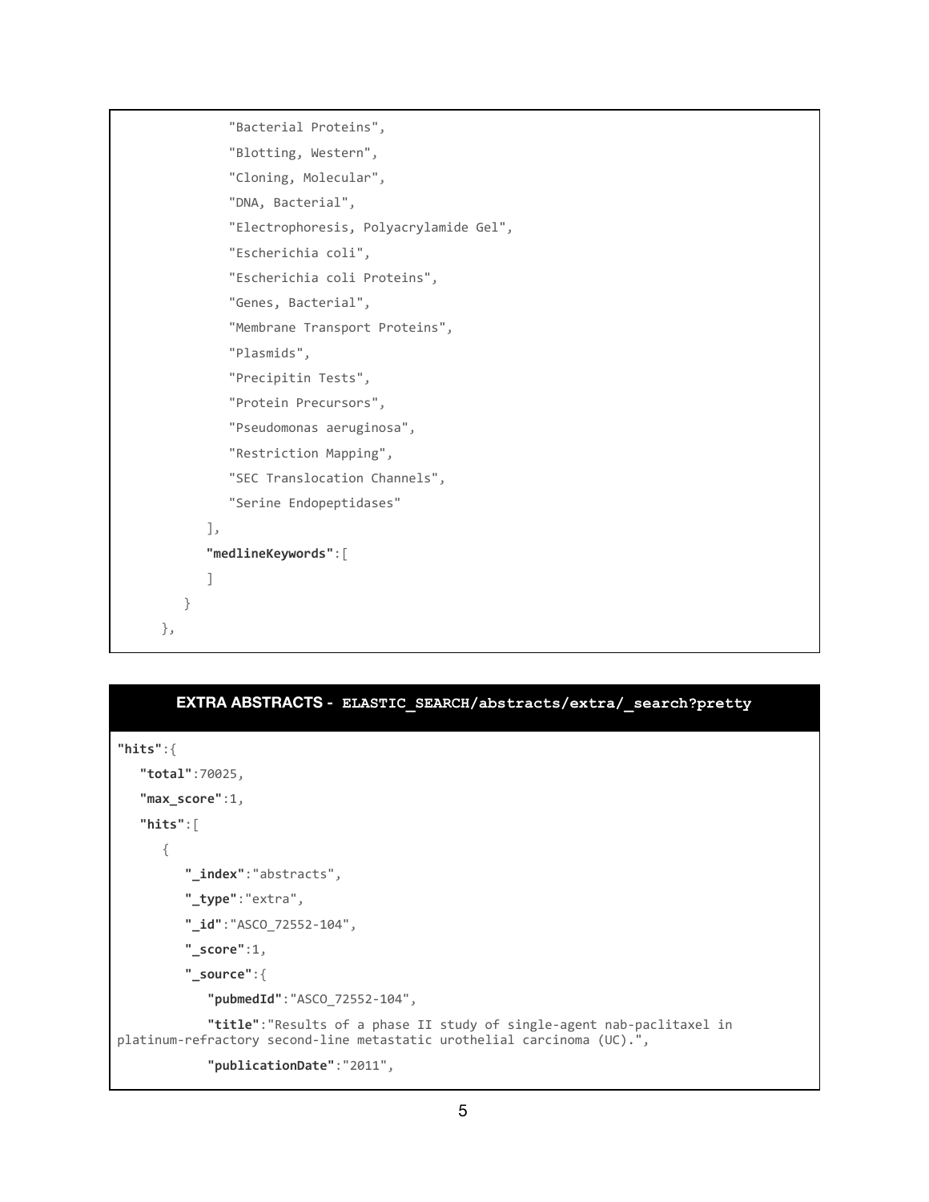```
            "Bacterial Proteins",
            "Blotting, Western",
            "Cloning, Molecular",
            "DNA, Bacterial",
            "Electrophoresis, Polyacrylamide Gel",
            "Escherichia coli",
            "Escherichia coli Proteins",
            "Genes, Bacterial",
            "Membrane Transport Proteins",
            "Plasmids",
            "Precipitin Tests",
            "Protein Precursors",
            "Pseudomonas aeruginosa",
            "Restriction Mapping",
            "SEC Translocation Channels",
            "Serine Endopeptidases"
         ],
         "medlineKeywords":[
         ]
      }
   },
```

**EXTRA ABSTRACTS - `ELASTIC_SEARCH/abstracts/extra/_search?pretty`**

```
"hits":{
   "total":70025,
   "max_score":1,
   "hits":[
      {
         "_index":"abstracts",
         "_type":"extra",
         "_id":"ASCO_72552-104",
         "_score":1,
         "_source":{
            "pubmedId":"ASCO_72552-104",
            "title":"Results of a phase II study of single-agent nab-paclitaxel in
platinum-refractory second-line metastatic urothelial carcinoma (UC).",
            "publicationDate":"2011",
```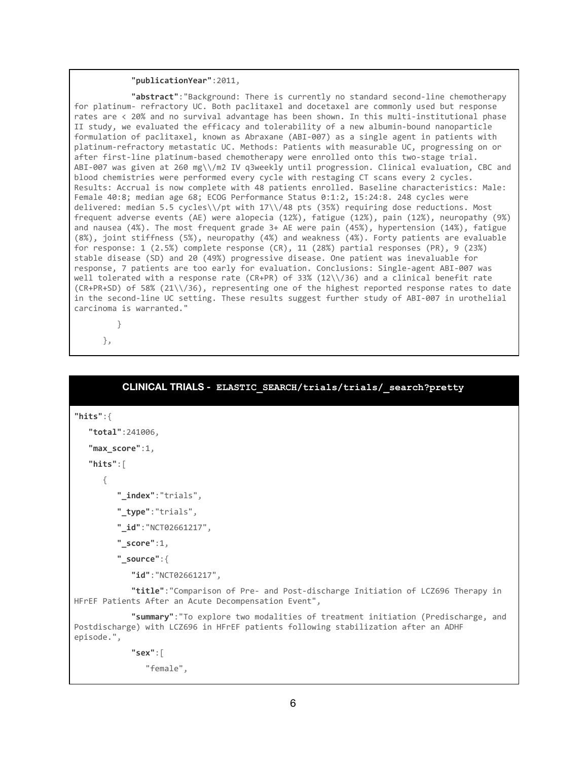```
            "publicationYear":2011,
            "abstract":"Background: There is currently no standard second-line chemotherapy for platinum- refractory UC. Both paclitaxel and docetaxel are commonly used but response rates are < 20% and no survival advantage has been shown. In this multi-institutional phase II study, we evaluated the efficacy and tolerability of a new albumin-bound nanoparticle formulation of paclitaxel, known as Abraxane (ABI-007) as a single agent in patients with platinum-refractory metastatic UC. Methods: Patients with measurable UC, progressing on or after first-line platinum-based chemotherapy were enrolled onto this two-stage trial. ABI-007 was given at 260 mg\\/m2 IV q3weekly until progression. Clinical evaluation, CBC and blood chemistries were performed every cycle with restaging CT scans every 2 cycles. Results: Accrual is now complete with 48 patients enrolled. Baseline characteristics: Male: Female 40:8; median age 68; ECOG Performance Status 0:1:2, 15:24:8. 248 cycles were delivered: median 5.5 cycles\\/pt with 17\\/48 pts (35%) requiring dose reductions. Most frequent adverse events (AE) were alopecia (12%), fatigue (12%), pain (12%), neuropathy (9%) and nausea (4%). The most frequent grade 3+ AE were pain (45%), hypertension (14%), fatigue (8%), joint stiffness (5%), neuropathy (4%) and weakness (4%). Forty patients are evaluable for response: 1 (2.5%) complete response (CR), 11 (28%) partial responses (PR), 9 (23%) stable disease (SD) and 20 (49%) progressive disease. One patient was inevaluable for response, 7 patients are too early for evaluation. Conclusions: Single-agent ABI-007 was well tolerated with a response rate (CR+PR) of 33% (12\\/36) and a clinical benefit rate (CR+PR+SD) of 58% (21\\/36), representing one of the highest reported response rates to date in the second-line UC setting. These results suggest further study of ABI-007 in urothelial carcinoma is warranted."
         }
      },
```

**CLINICAL TRIALS - ELASTIC_SEARCH/trials/trials/_search?pretty**

```
"hits":{
   "total":241006,
   "max_score":1,
   "hits":[
      {
         "_index":"trials",
         "_type":"trials",
         "_id":"NCT02661217",
         "_score":1,
         "_source":{
            "id":"NCT02661217",
            "title":"Comparison of Pre- and Post-discharge Initiation of LCZ696 Therapy in HFrEF Patients After an Acute Decompensation Event",
            "summary":"To explore two modalities of treatment initiation (Predischarge, and Postdischarge) with LCZ696 in HFrEF patients following stabilization after an ADHF episode.",
            "sex":[
               "female",
```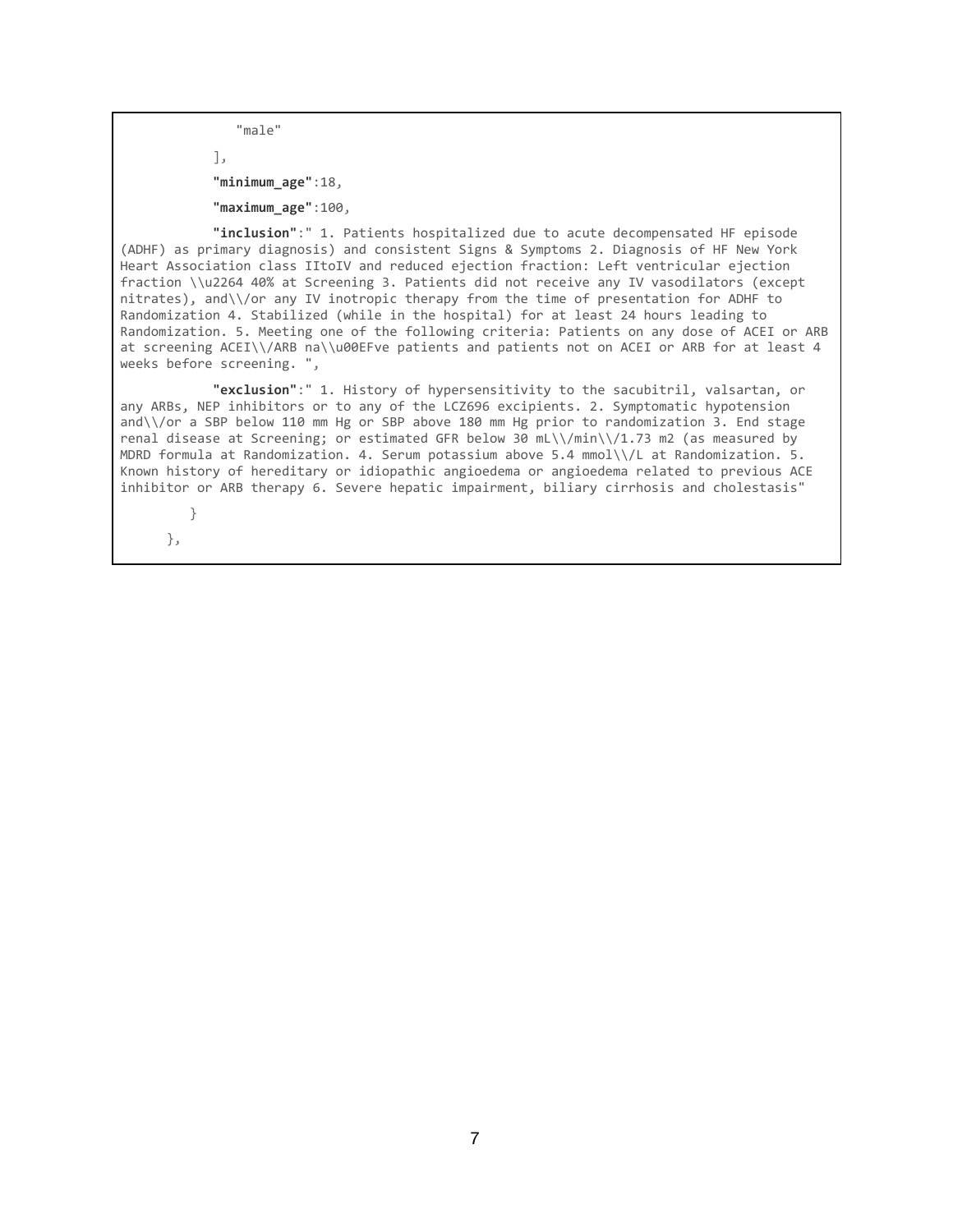```
            "male"
          ],
          "minimum_age":18,
          "maximum_age":100,
          "inclusion":" 1. Patients hospitalized due to acute decompensated HF episode (ADHF) as primary diagnosis) and consistent Signs & Symptoms 2. Diagnosis of HF New York Heart Association class IItoIV and reduced ejection fraction: Left ventricular ejection fraction \\u2264 40% at Screening 3. Patients did not receive any IV vasodilators (except nitrates), and\\/or any IV inotropic therapy from the time of presentation for ADHF to Randomization 4. Stabilized (while in the hospital) for at least 24 hours leading to Randomization. 5. Meeting one of the following criteria: Patients on any dose of ACEI or ARB at screening ACEI\\/ARB na\\u00EFve patients and patients not on ACEI or ARB for at least 4 weeks before screening. ",
          "exclusion":" 1. History of hypersensitivity to the sacubitril, valsartan, or any ARBs, NEP inhibitors or to any of the LCZ696 excipients. 2. Symptomatic hypotension and\\/or a SBP below 110 mm Hg or SBP above 180 mm Hg prior to randomization 3. End stage renal disease at Screening; or estimated GFR below 30 mL\\/min\\/1.73 m2 (as measured by MDRD formula at Randomization. 4. Serum potassium above 5.4 mmol\\/L at Randomization. 5. Known history of hereditary or idiopathic angioedema or angioedema related to previous ACE inhibitor or ARB therapy 6. Severe hepatic impairment, biliary cirrhosis and cholestasis"
        }
      },
```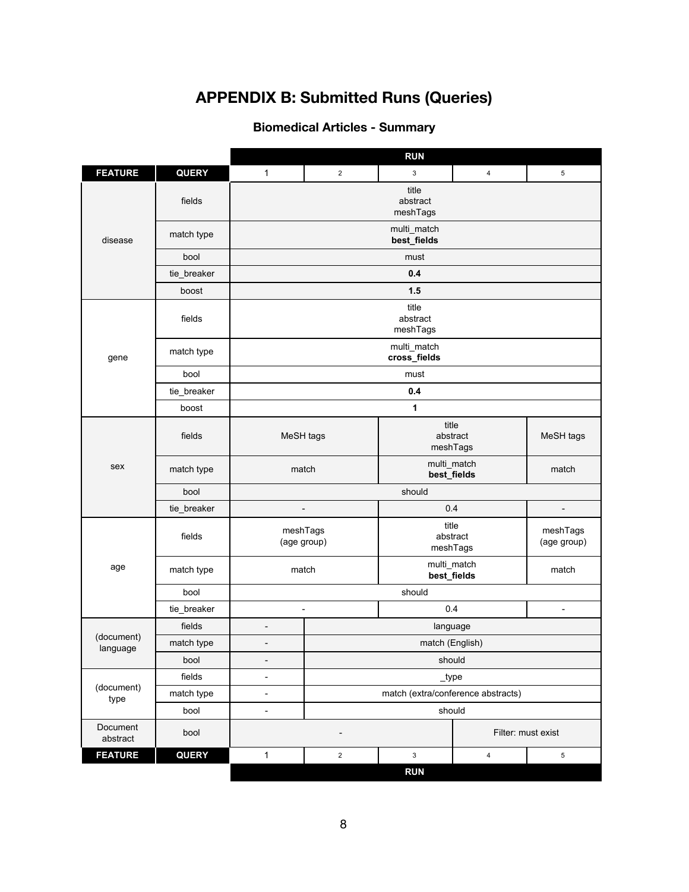# APPENDIX B: Submitted Runs (Queries)

## Biomedical Articles - Summary

| | | RUN | | | | |
|---|---|---|---|---|---|---|
| **FEATURE** | **QUERY** | 1 | 2 | 3 | 4 | 5 |
| disease | fields | title abstract meshTags | | | | |
| | match type | multi_match **best_fields** | | | | |
| | bool | must | | | | |
| | tie_breaker | **0.4** | | | | |
| | boost | **1.5** | | | | |
| gene | fields | title abstract meshTags | | | | |
| | match type | multi_match **cross_fields** | | | | |
| | bool | must | | | | |
| | tie_breaker | **0.4** | | | | |
| | boost | **1** | | | | |
| sex | fields | MeSH tags | | title abstract meshTags | | MeSH tags |
| | match type | match | | multi_match **best_fields** | | match |
| | bool | should | | | | |
| | tie_breaker | - | | 0.4 | | - |
| age | fields | meshTags (age group) | | title abstract meshTags | | meshTags (age group) |
| | match type | match | | multi_match **best_fields** | | match |
| | bool | should | | | | |
| | tie_breaker | - | | 0.4 | | - |
| (document) language | fields | - | language | | | |
| | match type | - | match (English) | | | |
| | bool | - | should | | | |
| (document) type | fields | - | _type | | | |
| | match type | - | match (extra/conference abstracts) | | | |
| | bool | - | should | | | |
| Document abstract | bool | - | | | Filter: must exist | |
| **FEATURE** | **QUERY** | 1 | 2 | 3 | 4 | 5 |
| | | RUN | | | | |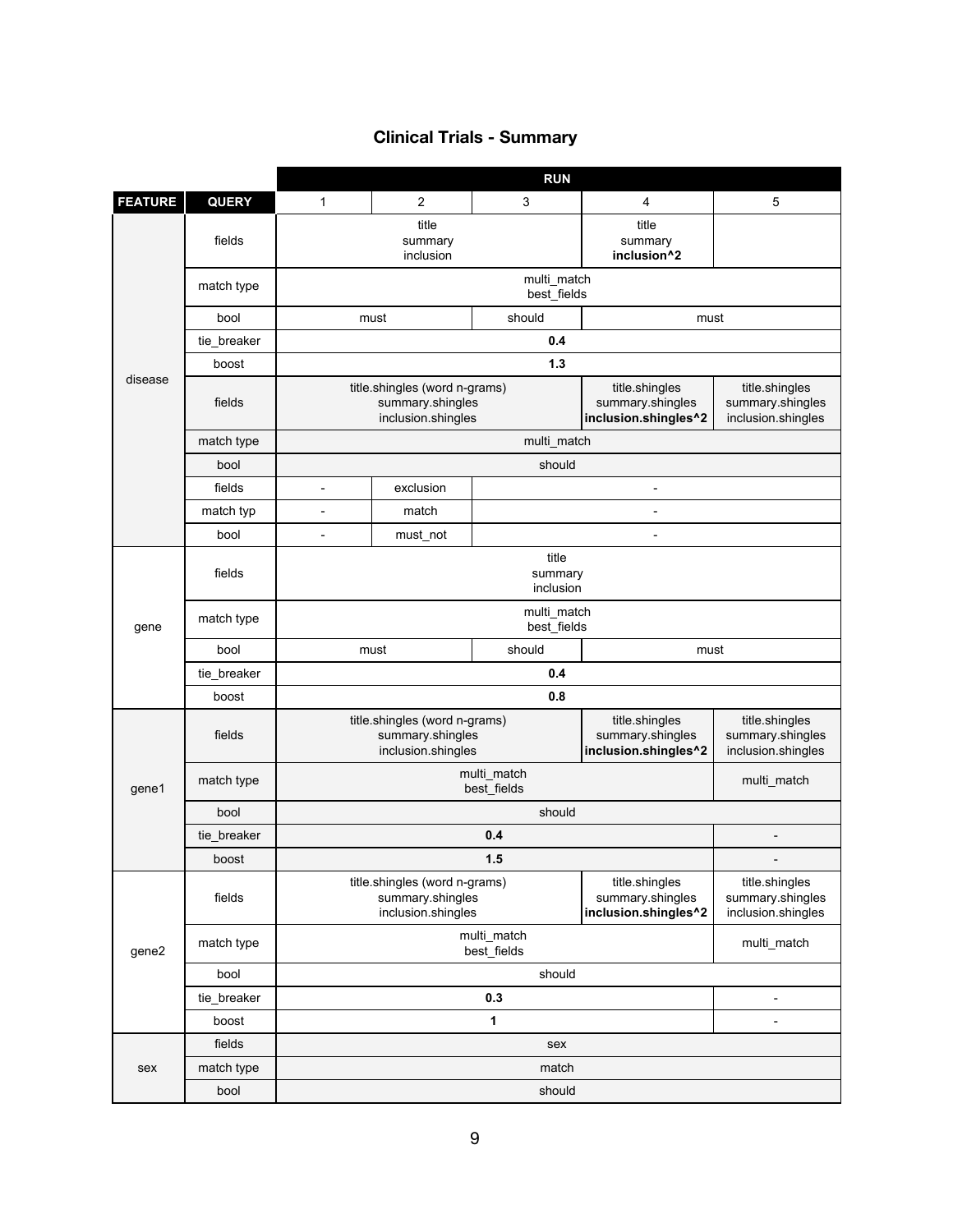## Clinical Trials - Summary

| FEATURE | QUERY | RUN 1 | RUN 2 | RUN 3 | RUN 4 | RUN 5 |
|---|---|---|---|---|---|---|
| disease | fields | title summary inclusion | title summary inclusion | title summary inclusion | title summary **inclusion^2** | |
| | match type | multi_match best_fields | multi_match best_fields | multi_match best_fields | multi_match best_fields | multi_match best_fields |
| | bool | must | must | should | must | must |
| | tie_breaker | **0.4** | **0.4** | **0.4** | **0.4** | **0.4** |
| | boost | **1.3** | **1.3** | **1.3** | **1.3** | **1.3** |
| | fields | title.shingles (word n-grams) summary.shingles inclusion.shingles | title.shingles (word n-grams) summary.shingles inclusion.shingles | title.shingles (word n-grams) summary.shingles inclusion.shingles | title.shingles summary.shingles **inclusion.shingles^2** | title.shingles summary.shingles inclusion.shingles |
| | match type | multi_match | multi_match | multi_match | multi_match | multi_match |
| | bool | should | should | should | should | should |
| | fields | - | exclusion | - | - | - |
| | match typ | - | match | - | - | - |
| | bool | - | must_not | - | - | - |
| gene | fields | title summary inclusion | title summary inclusion | title summary inclusion | title summary inclusion | title summary inclusion |
| | match type | multi_match best_fields | multi_match best_fields | multi_match best_fields | multi_match best_fields | multi_match best_fields |
| | bool | must | must | should | must | must |
| | tie_breaker | **0.4** | **0.4** | **0.4** | **0.4** | **0.4** |
| | boost | **0.8** | **0.8** | **0.8** | **0.8** | **0.8** |
| gene1 | fields | title.shingles (word n-grams) summary.shingles inclusion.shingles | title.shingles (word n-grams) summary.shingles inclusion.shingles | title.shingles (word n-grams) summary.shingles inclusion.shingles | title.shingles summary.shingles **inclusion.shingles^2** | title.shingles summary.shingles inclusion.shingles |
| | match type | multi_match best_fields | multi_match best_fields | multi_match best_fields | multi_match best_fields | multi_match |
| | bool | should | should | should | should | should |
| | tie_breaker | **0.4** | **0.4** | **0.4** | **0.4** | - |
| | boost | **1.5** | **1.5** | **1.5** | **1.5** | - |
| gene2 | fields | title.shingles (word n-grams) summary.shingles inclusion.shingles | title.shingles (word n-grams) summary.shingles inclusion.shingles | title.shingles (word n-grams) summary.shingles inclusion.shingles | title.shingles summary.shingles **inclusion.shingles^2** | title.shingles summary.shingles inclusion.shingles |
| | match type | multi_match best_fields | multi_match best_fields | multi_match best_fields | multi_match best_fields | multi_match |
| | bool | should | should | should | should | should |
| | tie_breaker | **0.3** | **0.3** | **0.3** | **0.3** | - |
| | boost | **1** | **1** | **1** | **1** | - |
| sex | fields | sex | sex | sex | sex | sex |
| | match type | match | match | match | match | match |
| | bool | should | should | should | should | should |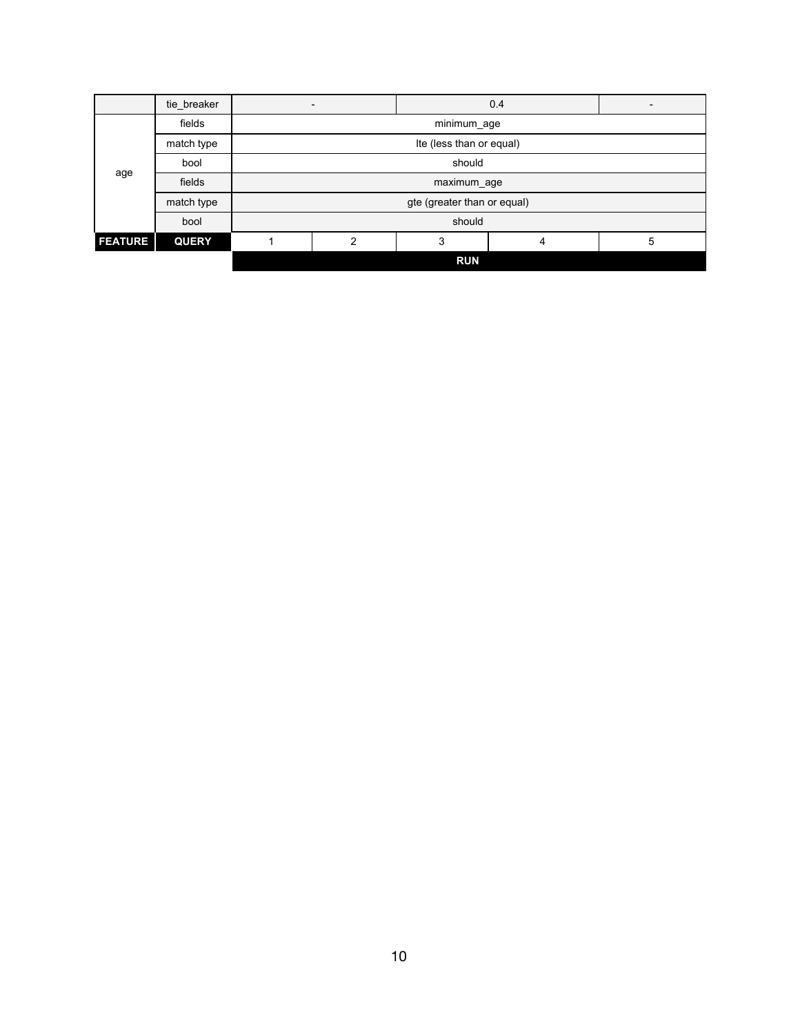|  | tie_breaker | - |  | 0.4 |  | - |
|---|---|---|---|---|---|---|
| age | fields | minimum_age |  |  |  |  |
|  | match type | lte (less than or equal) |  |  |  |  |
|  | bool | should |  |  |  |  |
|  | fields | maximum_age |  |  |  |  |
|  | match type | gte (greater than or equal) |  |  |  |  |
|  | bool | should |  |  |  |  |
| **FEATURE** | **QUERY** | 1 | 2 | 3 | 4 | 5 |
|  |  | **RUN** |  |  |  |  |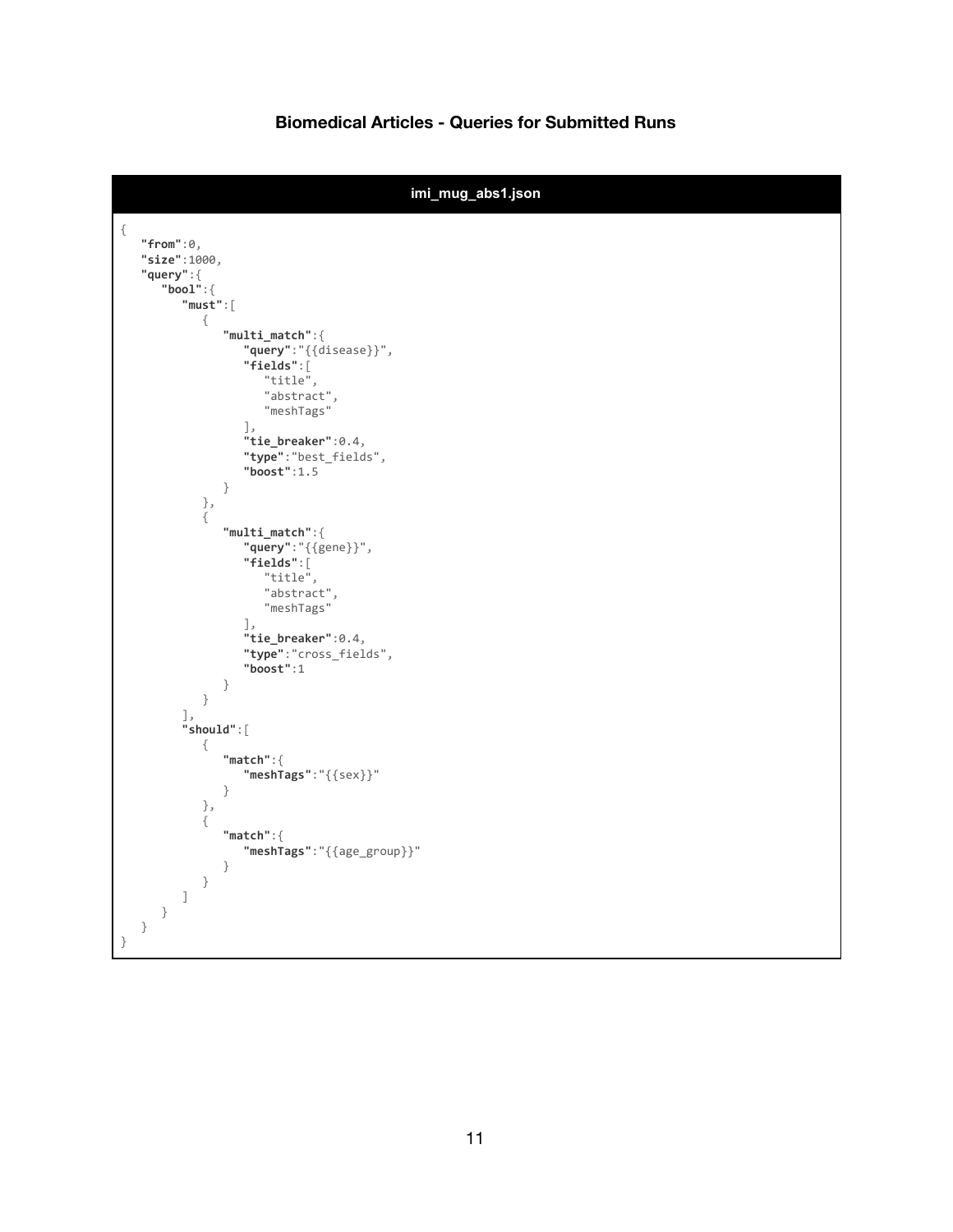## Biomedical Articles - Queries for Submitted Runs

**imi_mug_abs1.json**

```
{
   "from":0,
   "size":1000,
   "query":{
      "bool":{
         "must":[
            {
               "multi_match":{
                  "query":"{{disease}}",
                  "fields":[
                     "title",
                     "abstract",
                     "meshTags"
                  ],
                  "tie_breaker":0.4,
                  "type":"best_fields",
                  "boost":1.5
               }
            },
            {
               "multi_match":{
                  "query":"{{gene}}",
                  "fields":[
                     "title",
                     "abstract",
                     "meshTags"
                  ],
                  "tie_breaker":0.4,
                  "type":"cross_fields",
                  "boost":1
               }
            }
         ],
         "should":[
            {
               "match":{
                  "meshTags":"{{sex}}"
               }
            },
            {
               "match":{
                  "meshTags":"{{age_group}}"
               }
            }
         ]
      }
   }
}
```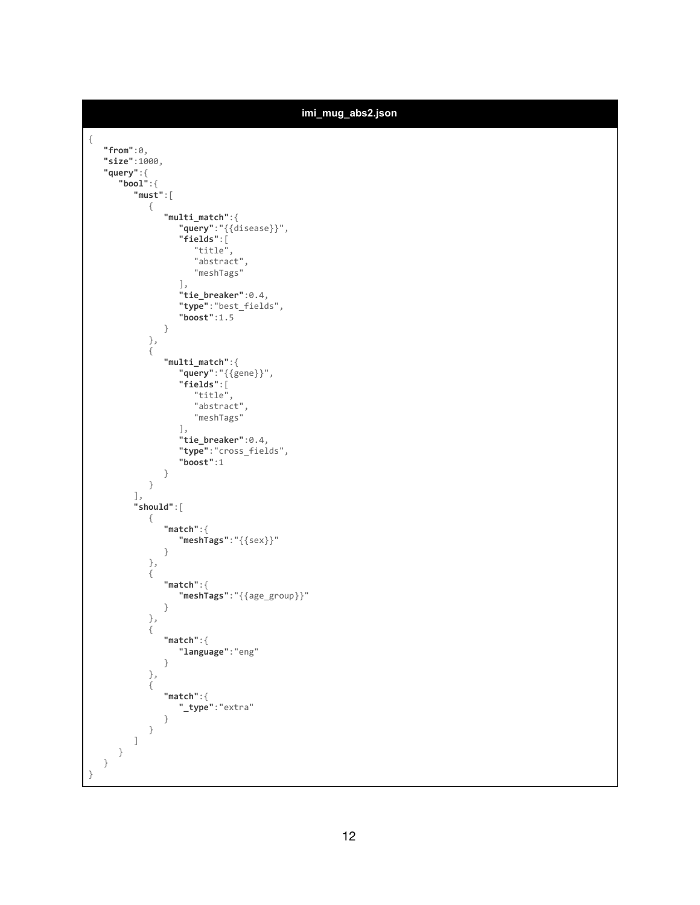**imi_mug_abs2.json**

```
{
   "from":0,
   "size":1000,
   "query":{
      "bool":{
         "must":[
            {
               "multi_match":{
                  "query":"{{disease}}",
                  "fields":[
                     "title",
                     "abstract",
                     "meshTags"
                  ],
                  "tie_breaker":0.4,
                  "type":"best_fields",
                  "boost":1.5
               }
            },
            {
               "multi_match":{
                  "query":"{{gene}}",
                  "fields":[
                     "title",
                     "abstract",
                     "meshTags"
                  ],
                  "tie_breaker":0.4,
                  "type":"cross_fields",
                  "boost":1
               }
            }
         ],
         "should":[
            {
               "match":{
                  "meshTags":"{{sex}}"
               }
            },
            {
               "match":{
                  "meshTags":"{{age_group}}"
               }
            },
            {
               "match":{
                  "language":"eng"
               }
            },
            {
               "match":{
                  "_type":"extra"
               }
            }
         ]
      }
   }
}
```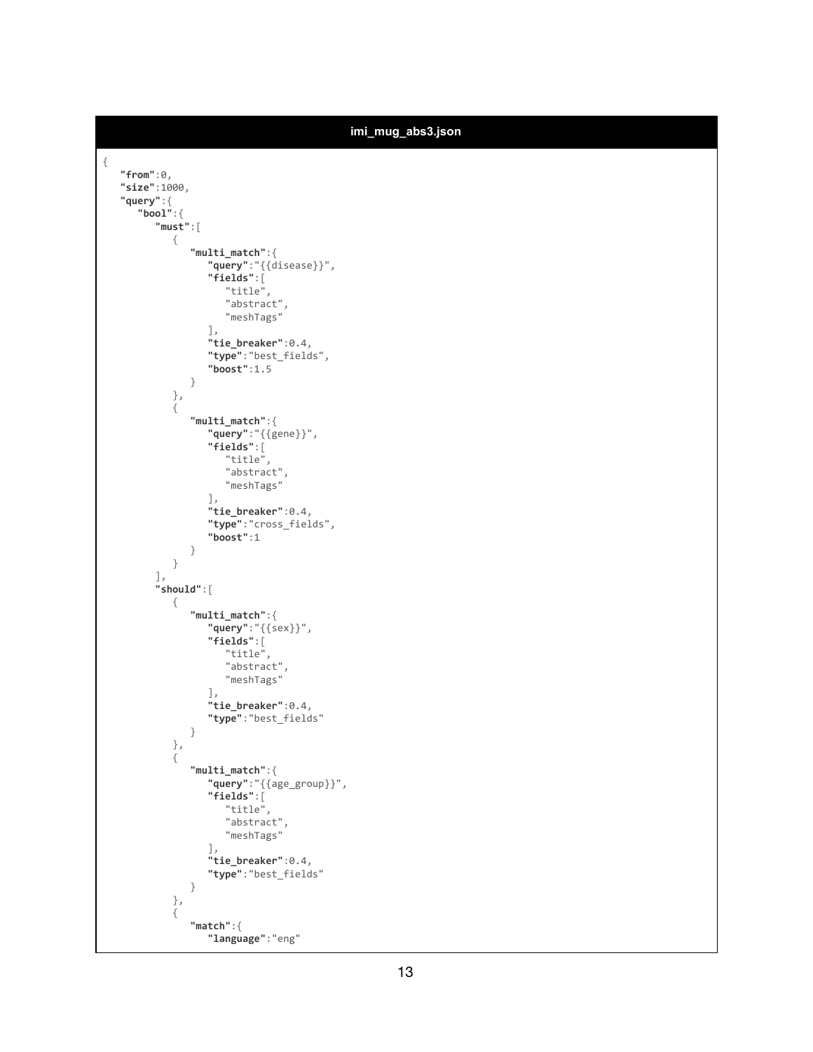**imi_mug_abs3.json**

```
{
   "from":0,
   "size":1000,
   "query":{
      "bool":{
         "must":[
            {
               "multi_match":{
                  "query":"{{disease}}",
                  "fields":[
                     "title",
                     "abstract",
                     "meshTags"
                  ],
                  "tie_breaker":0.4,
                  "type":"best_fields",
                  "boost":1.5
               }
            },
            {
               "multi_match":{
                  "query":"{{gene}}",
                  "fields":[
                     "title",
                     "abstract",
                     "meshTags"
                  ],
                  "tie_breaker":0.4,
                  "type":"cross_fields",
                  "boost":1
               }
            }
         ],
         "should":[
            {
               "multi_match":{
                  "query":"{{sex}}",
                  "fields":[
                     "title",
                     "abstract",
                     "meshTags"
                  ],
                  "tie_breaker":0.4,
                  "type":"best_fields"
               }
            },
            {
               "multi_match":{
                  "query":"{{age_group}}",
                  "fields":[
                     "title",
                     "abstract",
                     "meshTags"
                  ],
                  "tie_breaker":0.4,
                  "type":"best_fields"
               }
            },
            {
               "match":{
                  "language":"eng"
```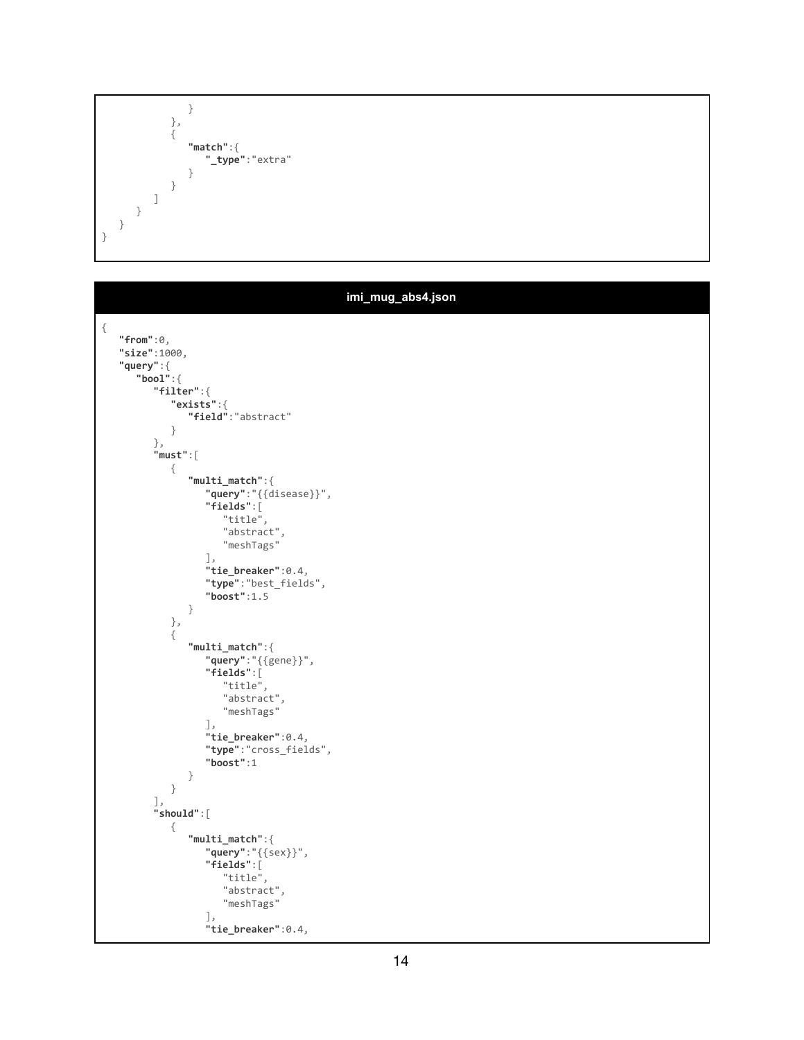```
            }
         },
         {
            "match":{
               "_type":"extra"
            }
         }
      ]
   }
  }
}
```

**imi_mug_abs4.json**

```
{
   "from":0,
   "size":1000,
   "query":{
      "bool":{
         "filter":{
            "exists":{
               "field":"abstract"
            }
         },
         "must":[
            {
               "multi_match":{
                  "query":"{{disease}}",
                  "fields":[
                     "title",
                     "abstract",
                     "meshTags"
                  ],
                  "tie_breaker":0.4,
                  "type":"best_fields",
                  "boost":1.5
               }
            },
            {
               "multi_match":{
                  "query":"{{gene}}",
                  "fields":[
                     "title",
                     "abstract",
                     "meshTags"
                  ],
                  "tie_breaker":0.4,
                  "type":"cross_fields",
                  "boost":1
               }
            }
         ],
         "should":[
            {
               "multi_match":{
                  "query":"{{sex}}",
                  "fields":[
                     "title",
                     "abstract",
                     "meshTags"
                  ],
                  "tie_breaker":0.4,
```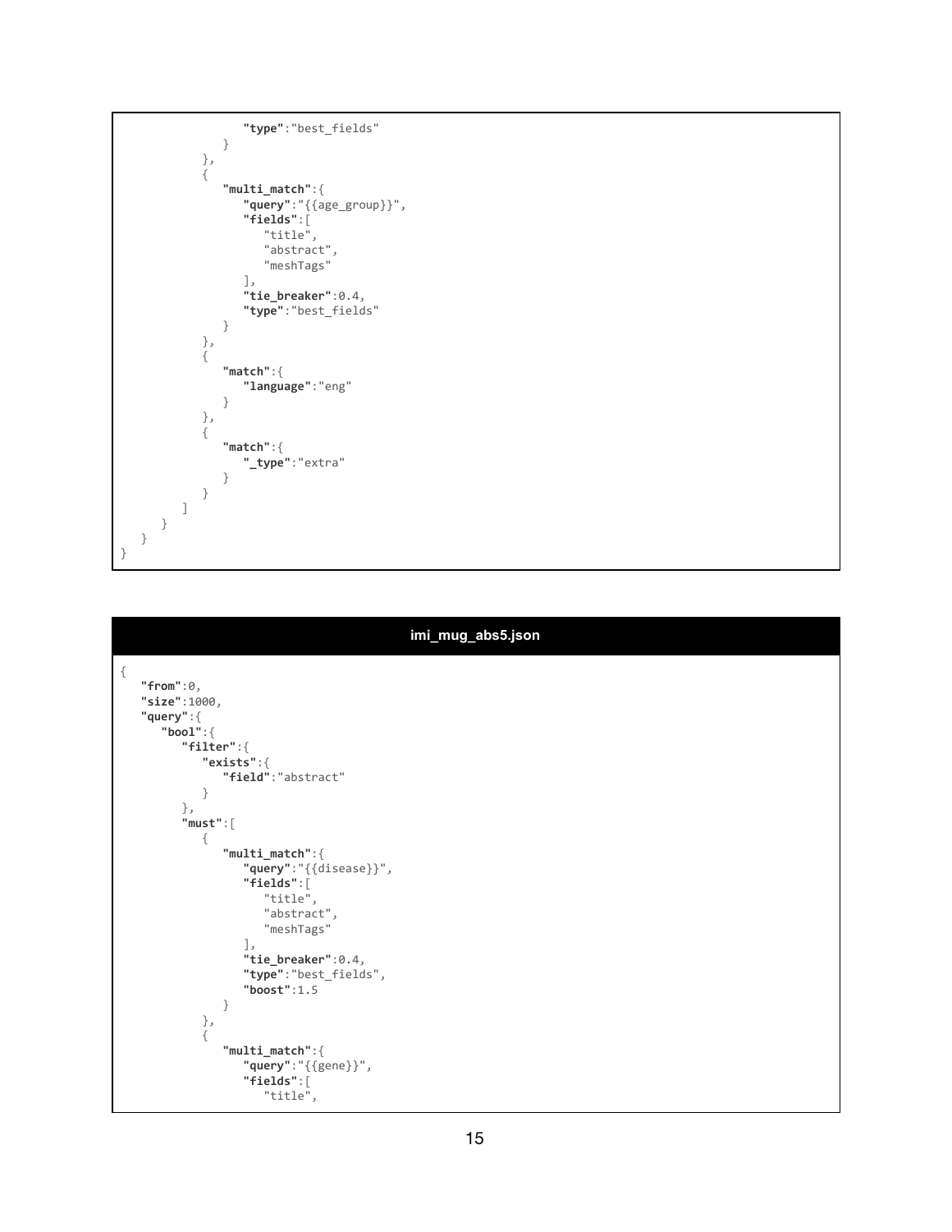```
                  "type":"best_fields"
               }
            },
            {
               "multi_match":{
                  "query":"{{age_group}}",
                  "fields":[
                     "title",
                     "abstract",
                     "meshTags"
                  ],
                  "tie_breaker":0.4,
                  "type":"best_fields"
               }
            },
            {
               "match":{
                  "language":"eng"
               }
            },
            {
               "match":{
                  "_type":"extra"
               }
            }
         ]
      }
   }
}
```

**imi_mug_abs5.json**

```
{
   "from":0,
   "size":1000,
   "query":{
      "bool":{
         "filter":{
            "exists":{
               "field":"abstract"
            }
         },
         "must":[
            {
               "multi_match":{
                  "query":"{{disease}}",
                  "fields":[
                     "title",
                     "abstract",
                     "meshTags"
                  ],
                  "tie_breaker":0.4,
                  "type":"best_fields",
                  "boost":1.5
               }
            },
            {
               "multi_match":{
                  "query":"{{gene}}",
                  "fields":[
                     "title",
```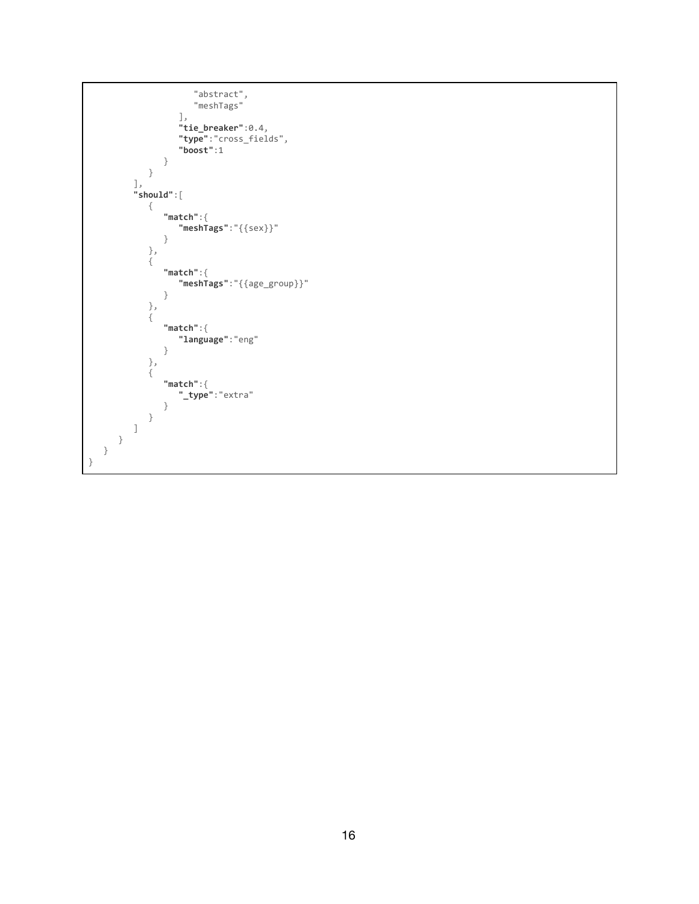```
                    "abstract",
                    "meshTags"
                ],
                "tie_breaker":0.4,
                "type":"cross_fields",
                "boost":1
            }
        }
    ],
    "should":[
        {
            "match":{
                "meshTags":"{{sex}}"
            }
        },
        {
            "match":{
                "meshTags":"{{age_group}}"
            }
        },
        {
            "match":{
                "language":"eng"
            }
        },
        {
            "match":{
                "_type":"extra"
            }
        }
    ]
    }
  }
}
```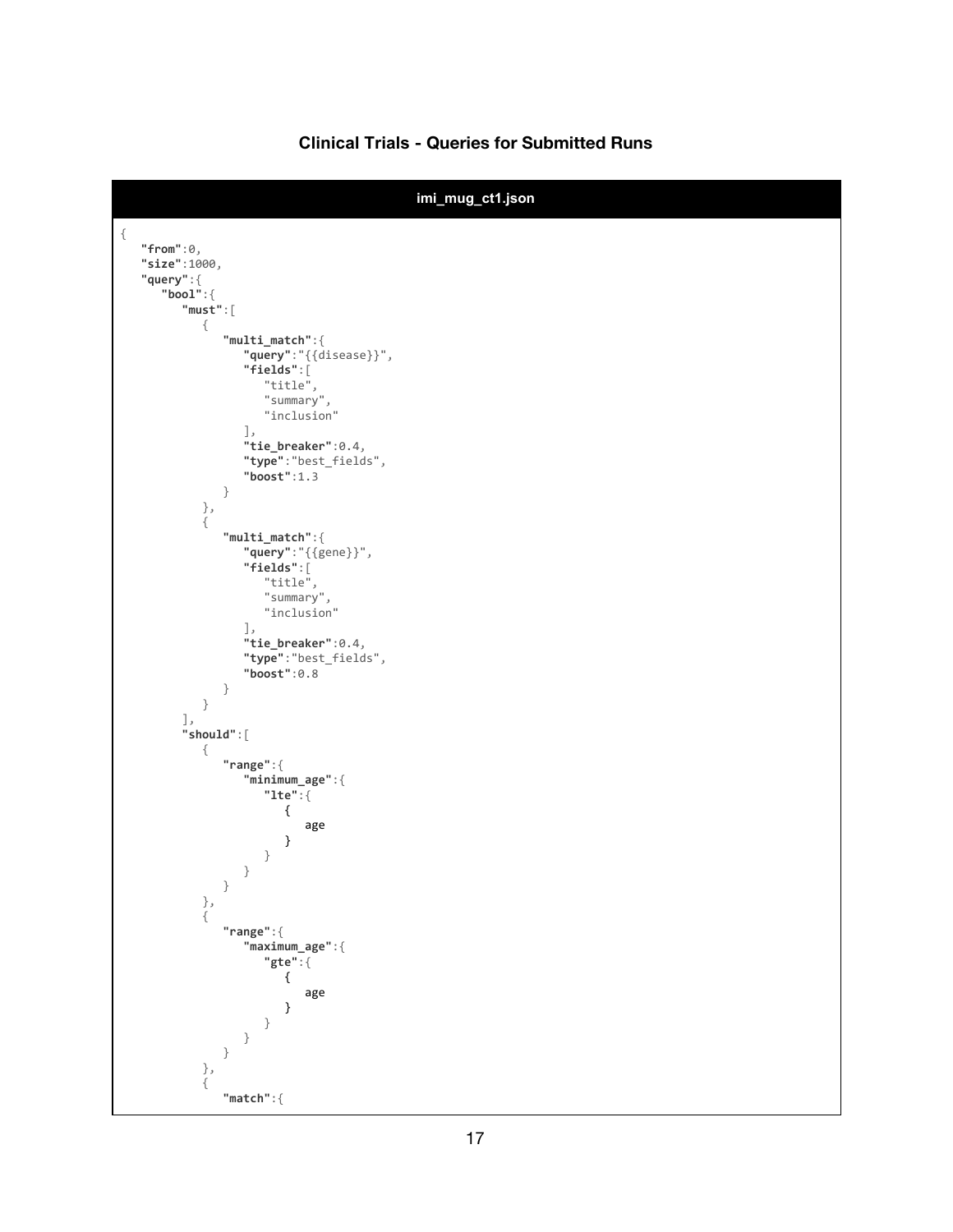### Clinical Trials - Queries for Submitted Runs

**imi_mug_ct1.json**

```
{
   "from":0,
   "size":1000,
   "query":{
      "bool":{
         "must":[
            {
               "multi_match":{
                  "query":"{{disease}}",
                  "fields":[
                     "title",
                     "summary",
                     "inclusion"
                  ],
                  "tie_breaker":0.4,
                  "type":"best_fields",
                  "boost":1.3
               }
            },
            {
               "multi_match":{
                  "query":"{{gene}}",
                  "fields":[
                     "title",
                     "summary",
                     "inclusion"
                  ],
                  "tie_breaker":0.4,
                  "type":"best_fields",
                  "boost":0.8
               }
            }
         ],
         "should":[
            {
               "range":{
                  "minimum_age":{
                     "lte":{
                        {
                           age
                        }
                     }
                  }
               }
            },
            {
               "range":{
                  "maximum_age":{
                     "gte":{
                        {
                           age
                        }
                     }
                  }
               }
            },
            {
               "match":{
```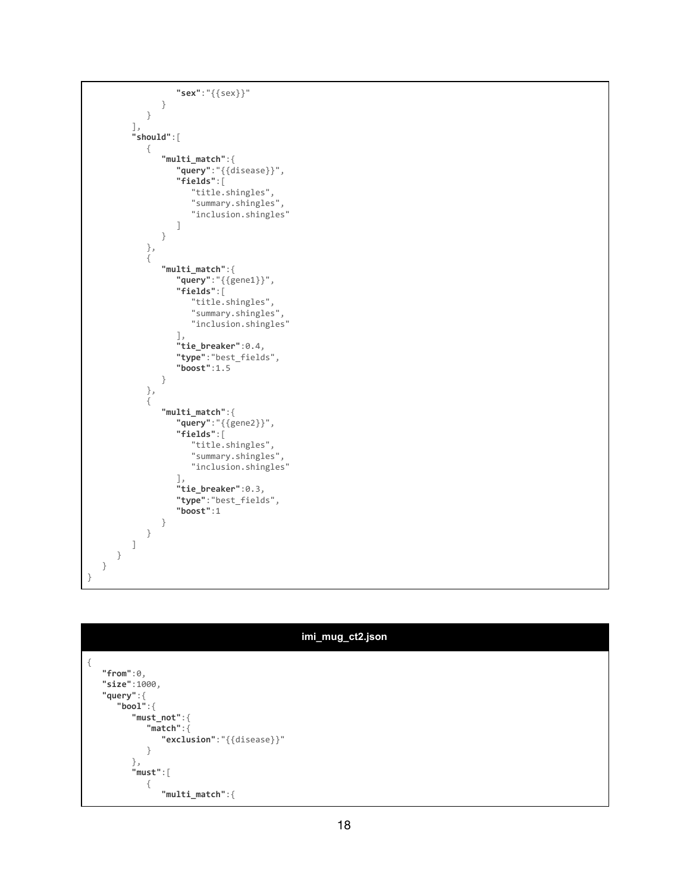```
                  "sex":"{{sex}}"
               }
            }
         ],
         "should":[
            {
               "multi_match":{
                  "query":"{{disease}}",
                  "fields":[
                     "title.shingles",
                     "summary.shingles",
                     "inclusion.shingles"
                  ]
               }
            },
            {
               "multi_match":{
                  "query":"{{gene1}}",
                  "fields":[
                     "title.shingles",
                     "summary.shingles",
                     "inclusion.shingles"
                  ],
                  "tie_breaker":0.4,
                  "type":"best_fields",
                  "boost":1.5
               }
            },
            {
               "multi_match":{
                  "query":"{{gene2}}",
                  "fields":[
                     "title.shingles",
                     "summary.shingles",
                     "inclusion.shingles"
                  ],
                  "tie_breaker":0.3,
                  "type":"best_fields",
                  "boost":1
               }
            }
         ]
      }
   }
}
```

**imi_mug_ct2.json**

```
{
   "from":0,
   "size":1000,
   "query":{
      "bool":{
         "must_not":{
            "match":{
               "exclusion":"{{disease}}"
            }
         },
         "must":[
            {
               "multi_match":{
```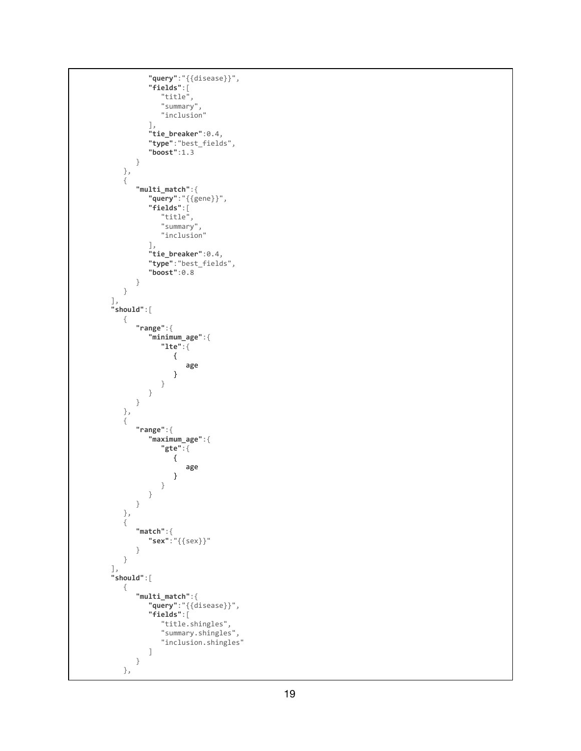```
                "query":"{{disease}}",
                "fields":[
                    "title",
                    "summary",
                    "inclusion"
                ],
                "tie_breaker":0.4,
                "type":"best_fields",
                "boost":1.3
            }
        },
        {
            "multi_match":{
                "query":"{{gene}}",
                "fields":[
                    "title",
                    "summary",
                    "inclusion"
                ],
                "tie_breaker":0.4,
                "type":"best_fields",
                "boost":0.8
            }
        }
    ],
    "should":[
        {
            "range":{
                "minimum_age":{
                    "lte":{
                        {
                            age
                        }
                    }
                }
            }
        },
        {
            "range":{
                "maximum_age":{
                    "gte":{
                        {
                            age
                        }
                    }
                }
            }
        },
        {
            "match":{
                "sex":"{{sex}}"
            }
        }
    ],
    "should":[
        {
            "multi_match":{
                "query":"{{disease}}",
                "fields":[
                    "title.shingles",
                    "summary.shingles",
                    "inclusion.shingles"
                ]
            }
        },
```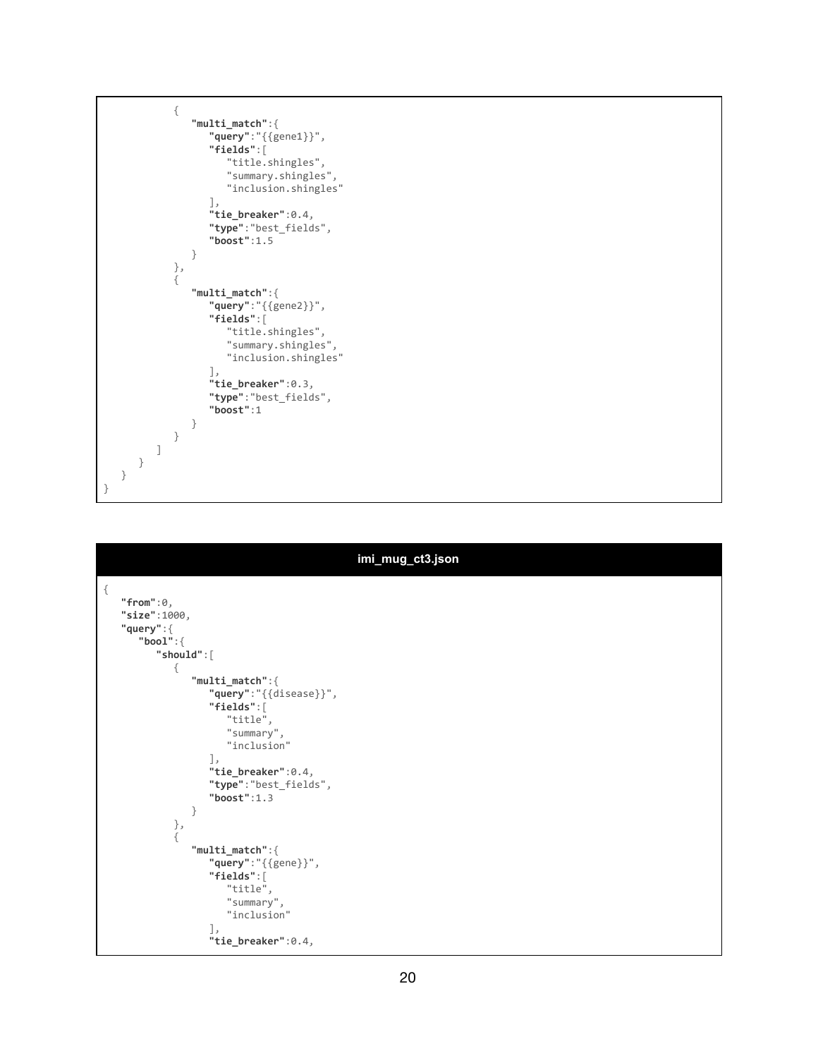```
            {
               "multi_match":{
                  "query":"{{gene1}}",
                  "fields":[
                     "title.shingles",
                     "summary.shingles",
                     "inclusion.shingles"
                  ],
                  "tie_breaker":0.4,
                  "type":"best_fields",
                  "boost":1.5
               }
            },
            {
               "multi_match":{
                  "query":"{{gene2}}",
                  "fields":[
                     "title.shingles",
                     "summary.shingles",
                     "inclusion.shingles"
                  ],
                  "tie_breaker":0.3,
                  "type":"best_fields",
                  "boost":1
               }
            }
         ]
      }
   }
}
```

**imi_mug_ct3.json**

```
{
   "from":0,
   "size":1000,
   "query":{
      "bool":{
         "should":[
            {
               "multi_match":{
                  "query":"{{disease}}",
                  "fields":[
                     "title",
                     "summary",
                     "inclusion"
                  ],
                  "tie_breaker":0.4,
                  "type":"best_fields",
                  "boost":1.3
               }
            },
            {
               "multi_match":{
                  "query":"{{gene}}",
                  "fields":[
                     "title",
                     "summary",
                     "inclusion"
                  ],
                  "tie_breaker":0.4,
```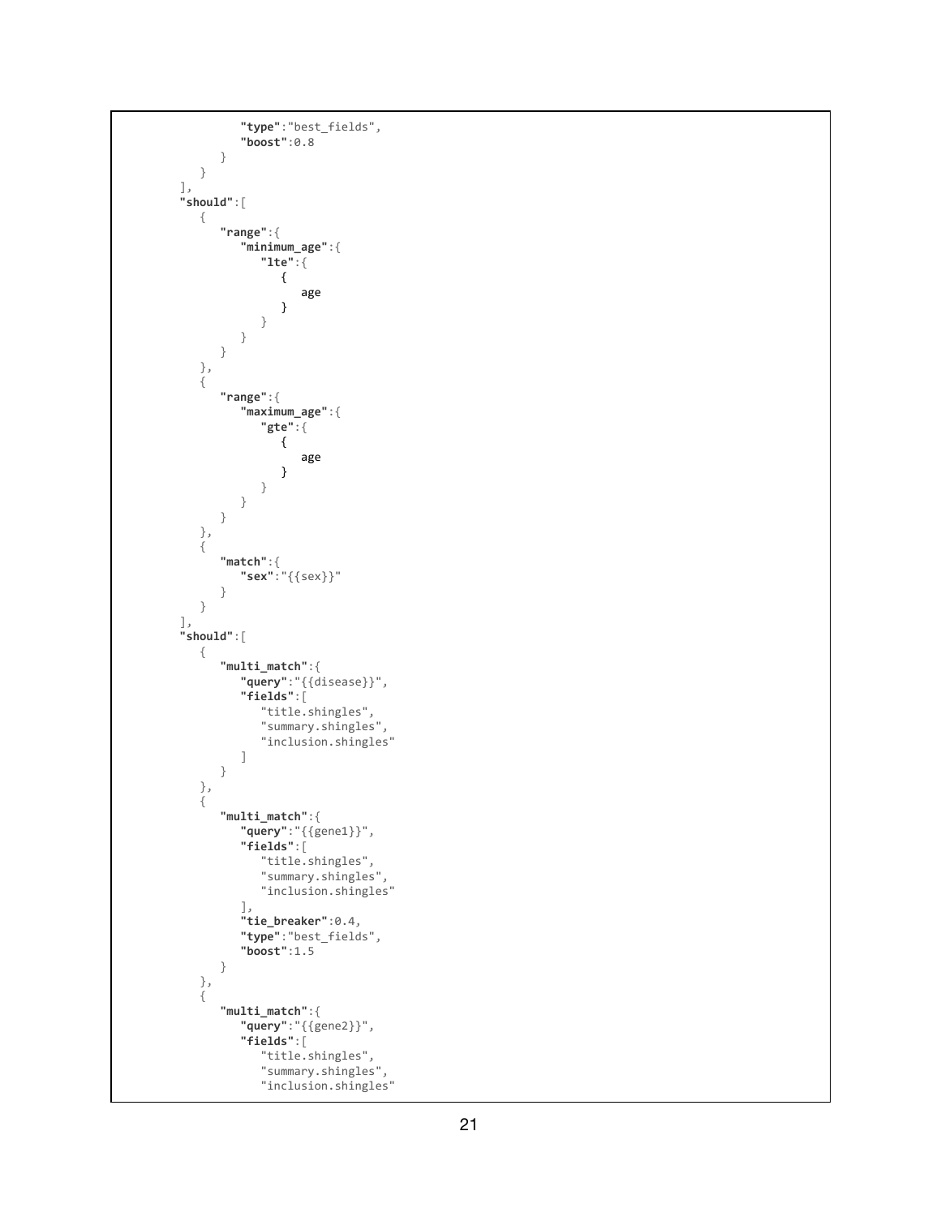```
            "type":"best_fields",
            "boost":0.8
         }
      }
   ],
   "should":[
      {
         "range":{
            "minimum_age":{
               "lte":{
                  {
                     age
                  }
               }
            }
         }
      },
      {
         "range":{
            "maximum_age":{
               "gte":{
                  {
                     age
                  }
               }
            }
         }
      },
      {
         "match":{
            "sex":"{{sex}}"
         }
      }
   ],
   "should":[
      {
         "multi_match":{
            "query":"{{disease}}",
            "fields":[
               "title.shingles",
               "summary.shingles",
               "inclusion.shingles"
            ]
         }
      },
      {
         "multi_match":{
            "query":"{{gene1}}",
            "fields":[
               "title.shingles",
               "summary.shingles",
               "inclusion.shingles"
            ],
            "tie_breaker":0.4,
            "type":"best_fields",
            "boost":1.5
         }
      },
      {
         "multi_match":{
            "query":"{{gene2}}",
            "fields":[
               "title.shingles",
               "summary.shingles",
               "inclusion.shingles"
```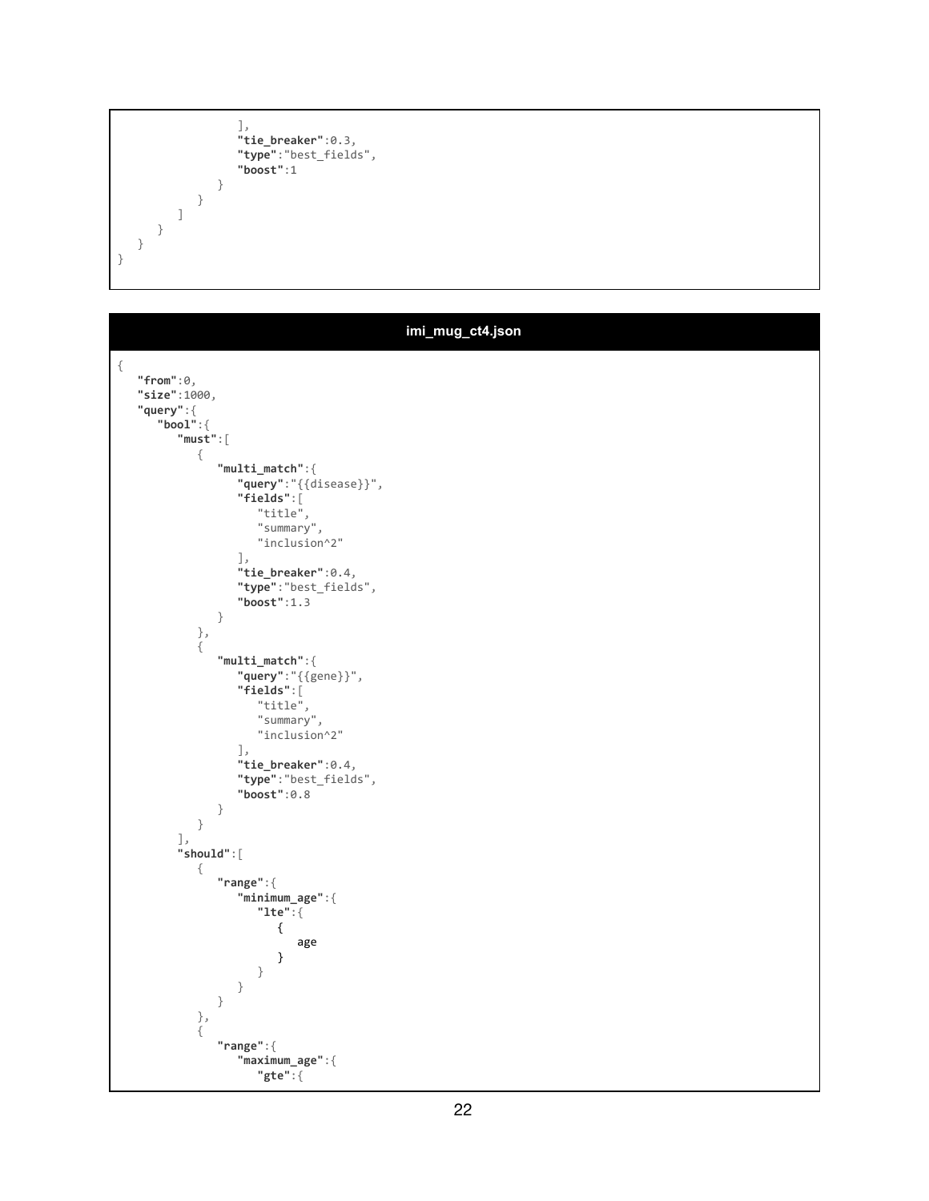```
                ],
                "tie_breaker":0.3,
                "type":"best_fields",
                "boost":1
            }
        }
      ]
    }
  }
}
```

**imi_mug_ct4.json**

```
{
   "from":0,
   "size":1000,
   "query":{
      "bool":{
         "must":[
            {
               "multi_match":{
                  "query":"{{disease}}",
                  "fields":[
                     "title",
                     "summary",
                     "inclusion^2"
                  ],
                  "tie_breaker":0.4,
                  "type":"best_fields",
                  "boost":1.3
               }
            },
            {
               "multi_match":{
                  "query":"{{gene}}",
                  "fields":[
                     "title",
                     "summary",
                     "inclusion^2"
                  ],
                  "tie_breaker":0.4,
                  "type":"best_fields",
                  "boost":0.8
               }
            }
         ],
         "should":[
            {
               "range":{
                  "minimum_age":{
                     "lte":{
                        {
                           age
                        }
                     }
                  }
               }
            },
            {
               "range":{
                  "maximum_age":{
                     "gte":{
```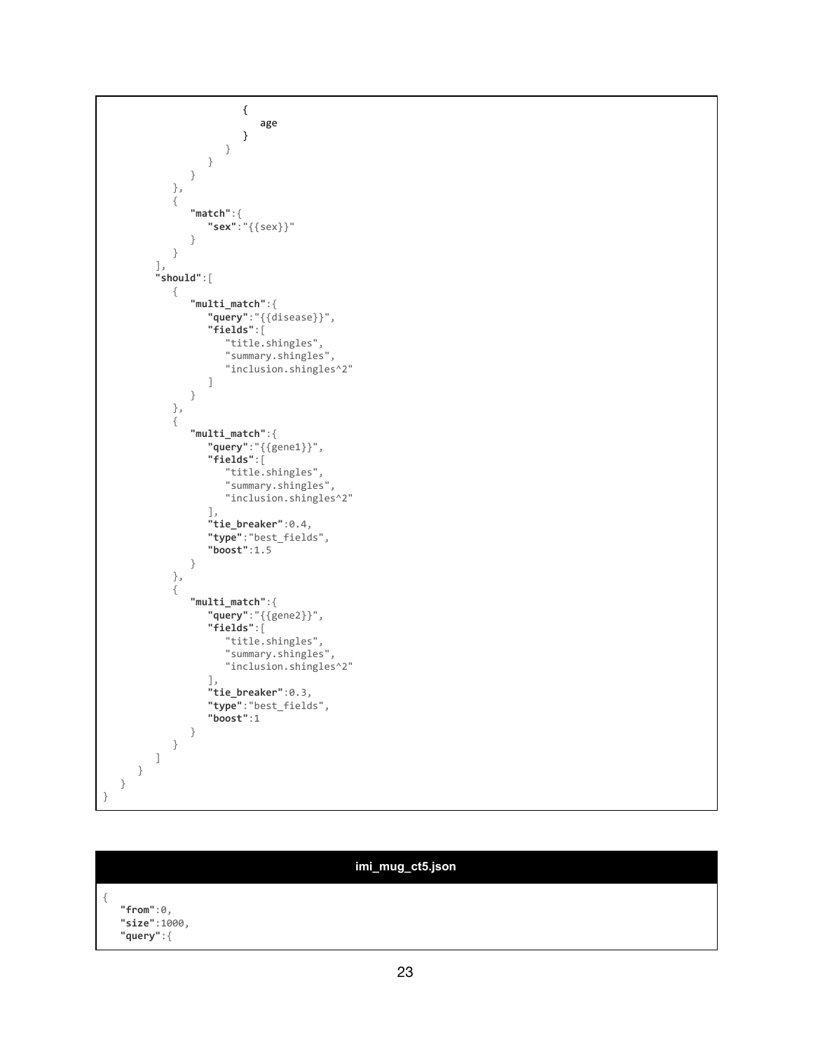```
                        {
                           age
                        }
                     }
                  }
               }
            },
            {
               "match":{
                  "sex":"{{sex}}"
               }
            }
         ],
         "should":[
            {
               "multi_match":{
                  "query":"{{disease}}",
                  "fields":[
                     "title.shingles",
                     "summary.shingles",
                     "inclusion.shingles^2"
                  ]
               }
            },
            {
               "multi_match":{
                  "query":"{{gene1}}",
                  "fields":[
                     "title.shingles",
                     "summary.shingles",
                     "inclusion.shingles^2"
                  ],
                  "tie_breaker":0.4,
                  "type":"best_fields",
                  "boost":1.5
               }
            },
            {
               "multi_match":{
                  "query":"{{gene2}}",
                  "fields":[
                     "title.shingles",
                     "summary.shingles",
                     "inclusion.shingles^2"
                  ],
                  "tie_breaker":0.3,
                  "type":"best_fields",
                  "boost":1
               }
            }
         ]
      }
   }
}
```

**imi_mug_ct5.json**

```
{
   "from":0,
   "size":1000,
   "query":{
```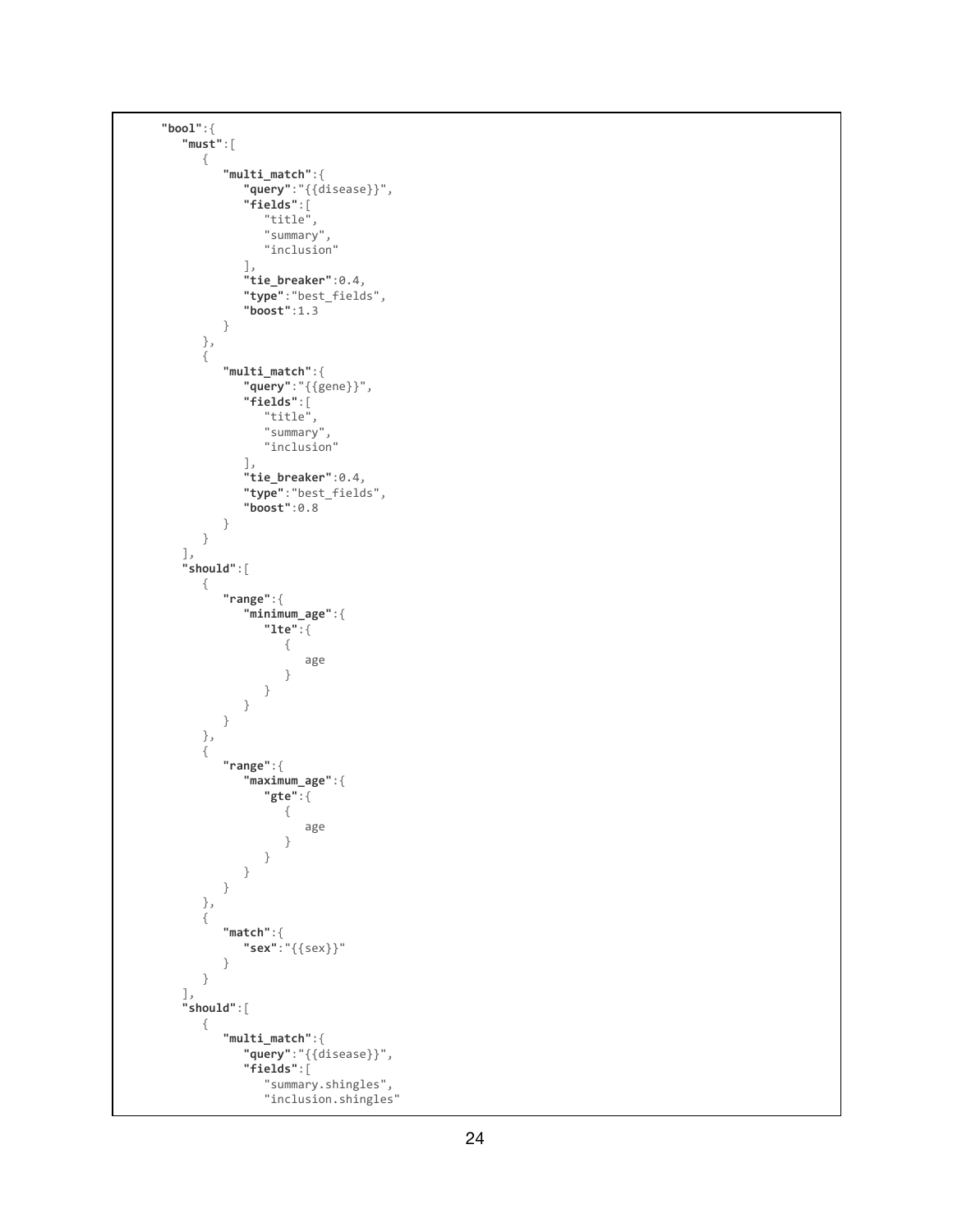```
      "bool":{
         "must":[
            {
               "multi_match":{
                  "query":"{{disease}}",
                  "fields":[
                     "title",
                     "summary",
                     "inclusion"
                  ],
                  "tie_breaker":0.4,
                  "type":"best_fields",
                  "boost":1.3
               }
            },
            {
               "multi_match":{
                  "query":"{{gene}}",
                  "fields":[
                     "title",
                     "summary",
                     "inclusion"
                  ],
                  "tie_breaker":0.4,
                  "type":"best_fields",
                  "boost":0.8
               }
            }
         ],
         "should":[
            {
               "range":{
                  "minimum_age":{
                     "lte":{
                        {
                           age
                        }
                     }
                  }
               }
            },
            {
               "range":{
                  "maximum_age":{
                     "gte":{
                        {
                           age
                        }
                     }
                  }
               }
            },
            {
               "match":{
                  "sex":"{{sex}}"
               }
            }
         ],
         "should":[
            {
               "multi_match":{
                  "query":"{{disease}}",
                  "fields":[
                     "summary.shingles",
                     "inclusion.shingles"
```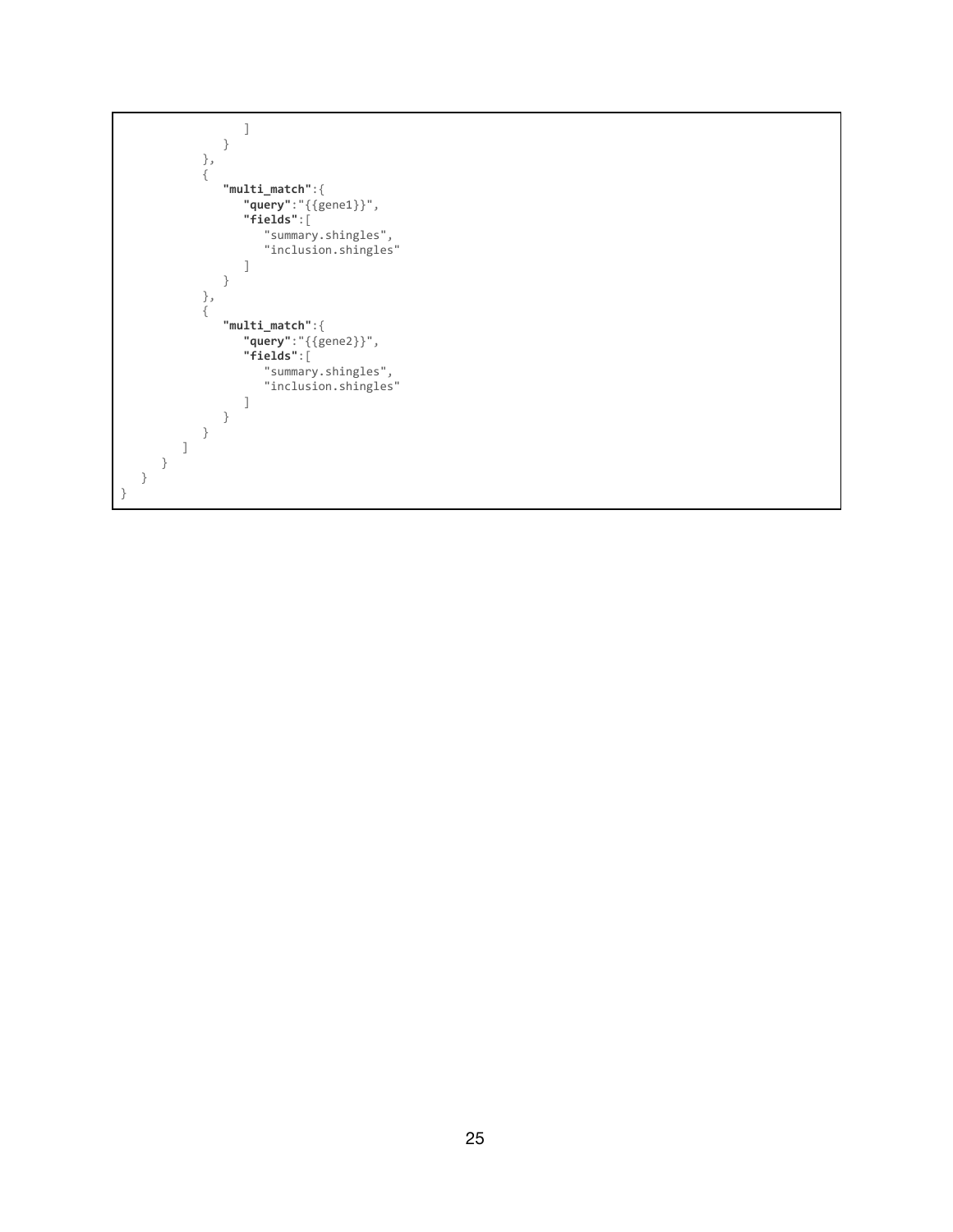```
                  ]
               }
            },
            {
               "multi_match":{
                  "query":"{{gene1}}",
                  "fields":[
                     "summary.shingles",
                     "inclusion.shingles"
                  ]
               }
            },
            {
               "multi_match":{
                  "query":"{{gene2}}",
                  "fields":[
                     "summary.shingles",
                     "inclusion.shingles"
                  ]
               }
            }
         ]
      }
   }
}
```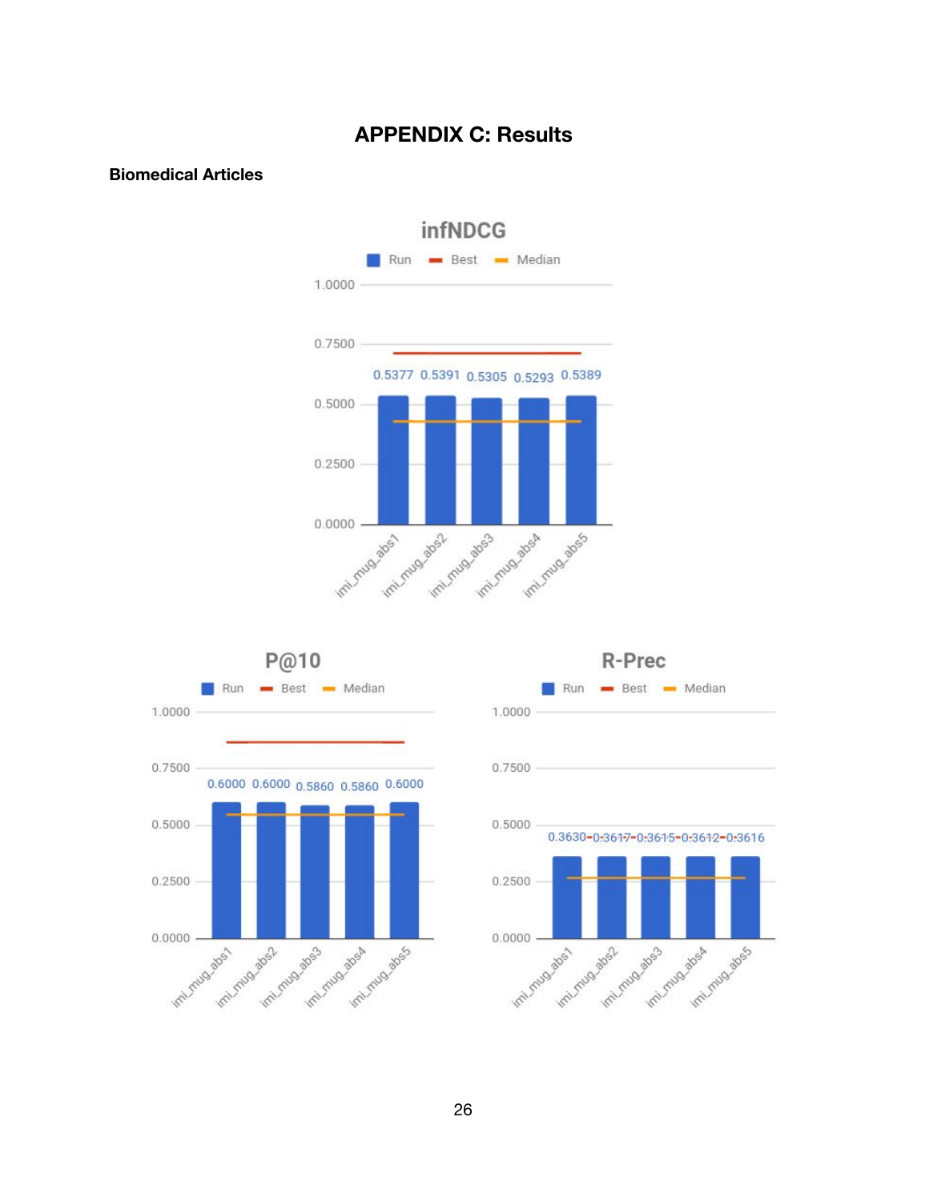# APPENDIX C: Results

**Biomedical Articles**

**infNDCG**

| Run | Value |
|---|---|
| imi_mug_abs1 | 0.5377 |
| imi_mug_abs2 | 0.5391 |
| imi_mug_abs3 | 0.5305 |
| imi_mug_abs4 | 0.5293 |
| imi_mug_abs5 | 0.5389 |

**P@10**

| Run | Value |
|---|---|
| imi_mug_abs1 | 0.6000 |
| imi_mug_abs2 | 0.6000 |
| imi_mug_abs3 | 0.5860 |
| imi_mug_abs4 | 0.5860 |
| imi_mug_abs5 | 0.6000 |

**R-Prec**

| Run | Value |
|---|---|
| imi_mug_abs1 | 0.3630 |
| imi_mug_abs2 | 0.3617 |
| imi_mug_abs3 | 0.3615 |
| imi_mug_abs4 | 0.3612 |
| imi_mug_abs5 | 0.3616 |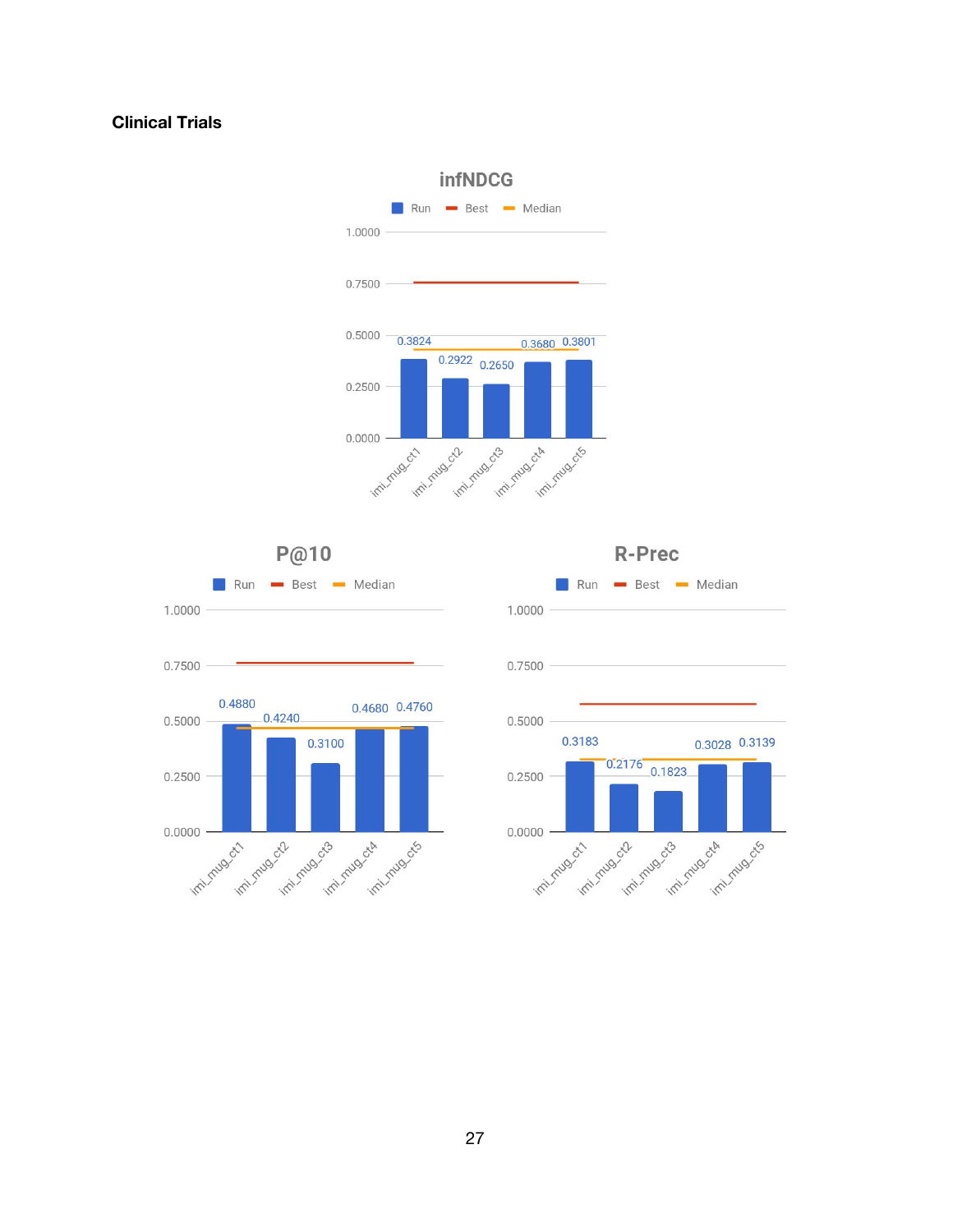**Clinical Trials**

infNDCG

Run Best Median

1.0000
0.7500
0.5000
0.2500
0.0000

0.3824
0.2922
0.2650
0.3680
0.3801

imi_mug_ct1
imi_mug_ct2
imi_mug_ct3
imi_mug_ct4
imi_mug_ct5

P@10

Run Best Median

1.0000
0.7500
0.5000
0.2500
0.0000

0.4880
0.4240
0.3100
0.4680
0.4760

imi_mug_ct1
imi_mug_ct2
imi_mug_ct3
imi_mug_ct4
imi_mug_ct5

R-Prec

Run Best Median

1.0000
0.7500
0.5000
0.2500
0.0000

0.3183
0.2176
0.1823
0.3028
0.3139

imi_mug_ct1
imi_mug_ct2
imi_mug_ct3
imi_mug_ct4
imi_mug_ct5